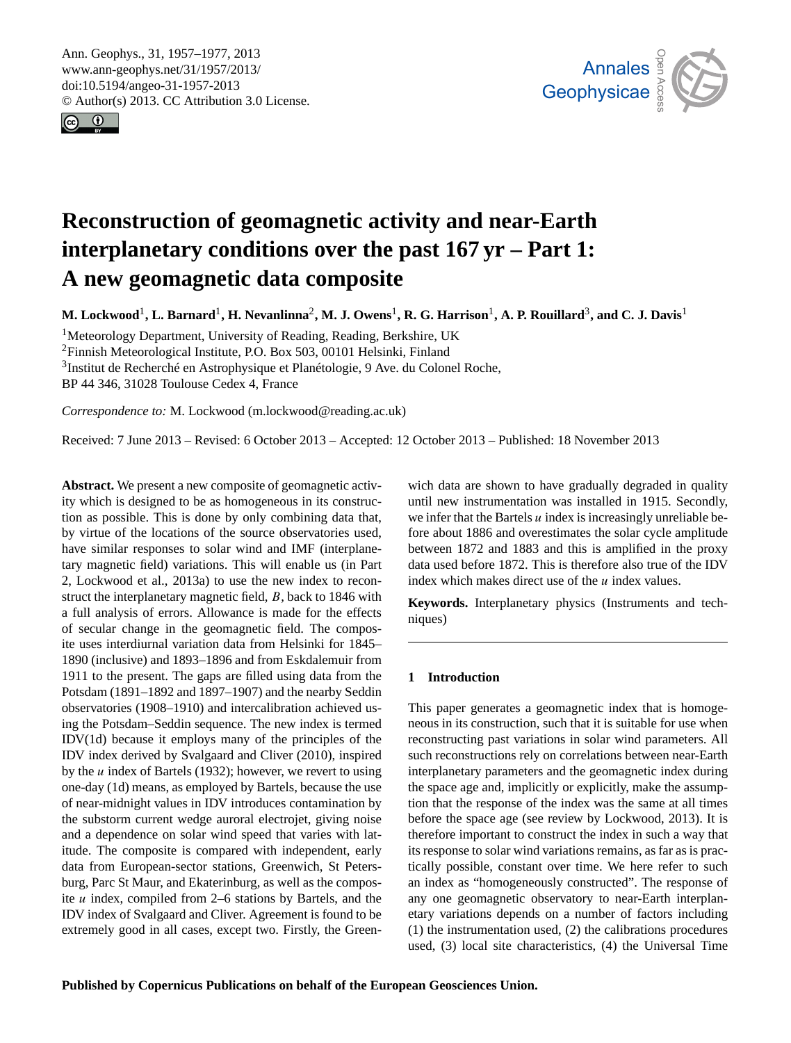# Reconstruction of geomagnetic activity and near-Earth interplanetary conditions over the past 167 yr – Part 1: A new geomagnetic data composite

**M. Lockwood[1], L. Barnard[1], H. Nevanlinna[2], M. J. Owens[1], R. G. Harrison[1], A. P. Rouillard[3], and C. J. Davis[1]**

[1]Meteorology Department, University of Reading, Reading, Berkshire, UK
[2]Finnish Meteorological Institute, P.O. Box 503, 00101 Helsinki, Finland
[3]Institut de Recherché en Astrophysique et Planétologie, 9 Ave. du Colonel Roche, BP 44 346, 31028 Toulouse Cedex 4, France

*Correspondence to:* M. Lockwood (m.lockwood@reading.ac.uk)

Received: 7 June 2013 – Revised: 6 October 2013 – Accepted: 12 October 2013 – Published: 18 November 2013

**Abstract.** We present a new composite of geomagnetic activity which is designed to be as homogeneous in its construction as possible. This is done by only combining data that, by virtue of the locations of the source observatories used, have similar responses to solar wind and IMF (interplanetary magnetic field) variations. This will enable us (in Part 2, Lockwood et al., 2013a) to use the new index to reconstruct the interplanetary magnetic field, $B$, back to 1846 with a full analysis of errors. Allowance is made for the effects of secular change in the geomagnetic field. The composite uses interdiurnal variation data from Helsinki for 1845–1890 (inclusive) and 1893–1896 and from Eskdalemuir from 1911 to the present. The gaps are filled using data from the Potsdam (1891–1892 and 1897–1907) and the nearby Seddin observatories (1908–1910) and intercalibration achieved using the Potsdam–Seddin sequence. The new index is termed IDV(1d) because it employs many of the principles of the IDV index derived by Svalgaard and Cliver (2010), inspired by the $u$ index of Bartels (1932); however, we revert to using one-day (1d) means, as employed by Bartels, because the use of near-midnight values in IDV introduces contamination by the substorm current wedge auroral electrojet, giving noise and a dependence on solar wind speed that varies with latitude. The composite is compared with independent, early data from European-sector stations, Greenwich, St Petersburg, Parc St Maur, and Ekaterinburg, as well as the composite $u$ index, compiled from 2–6 stations by Bartels, and the IDV index of Svalgaard and Cliver. Agreement is found to be extremely good in all cases, except two. Firstly, the Greenwich data are shown to have gradually degraded in quality until new instrumentation was installed in 1915. Secondly, we infer that the Bartels $u$ index is increasingly unreliable before about 1886 and overestimates the solar cycle amplitude between 1872 and 1883 and this is amplified in the proxy data used before 1872. This is therefore also true of the IDV index which makes direct use of the $u$ index values.

**Keywords.** Interplanetary physics (Instruments and techniques)

## 1 Introduction

This paper generates a geomagnetic index that is homogeneous in its construction, such that it is suitable for use when reconstructing past variations in solar wind parameters. All such reconstructions rely on correlations between near-Earth interplanetary parameters and the geomagnetic index during the space age and, implicitly or explicitly, make the assumption that the response of the index was the same at all times before the space age (see review by Lockwood, 2013). It is therefore important to construct the index in such a way that its response to solar wind variations remains, as far as is practically possible, constant over time. We here refer to such an index as "homogeneously constructed". The response of any one geomagnetic observatory to near-Earth interplanetary variations depends on a number of factors including (1) the instrumentation used, (2) the calibrations procedures used, (3) local site characteristics, (4) the Universal Time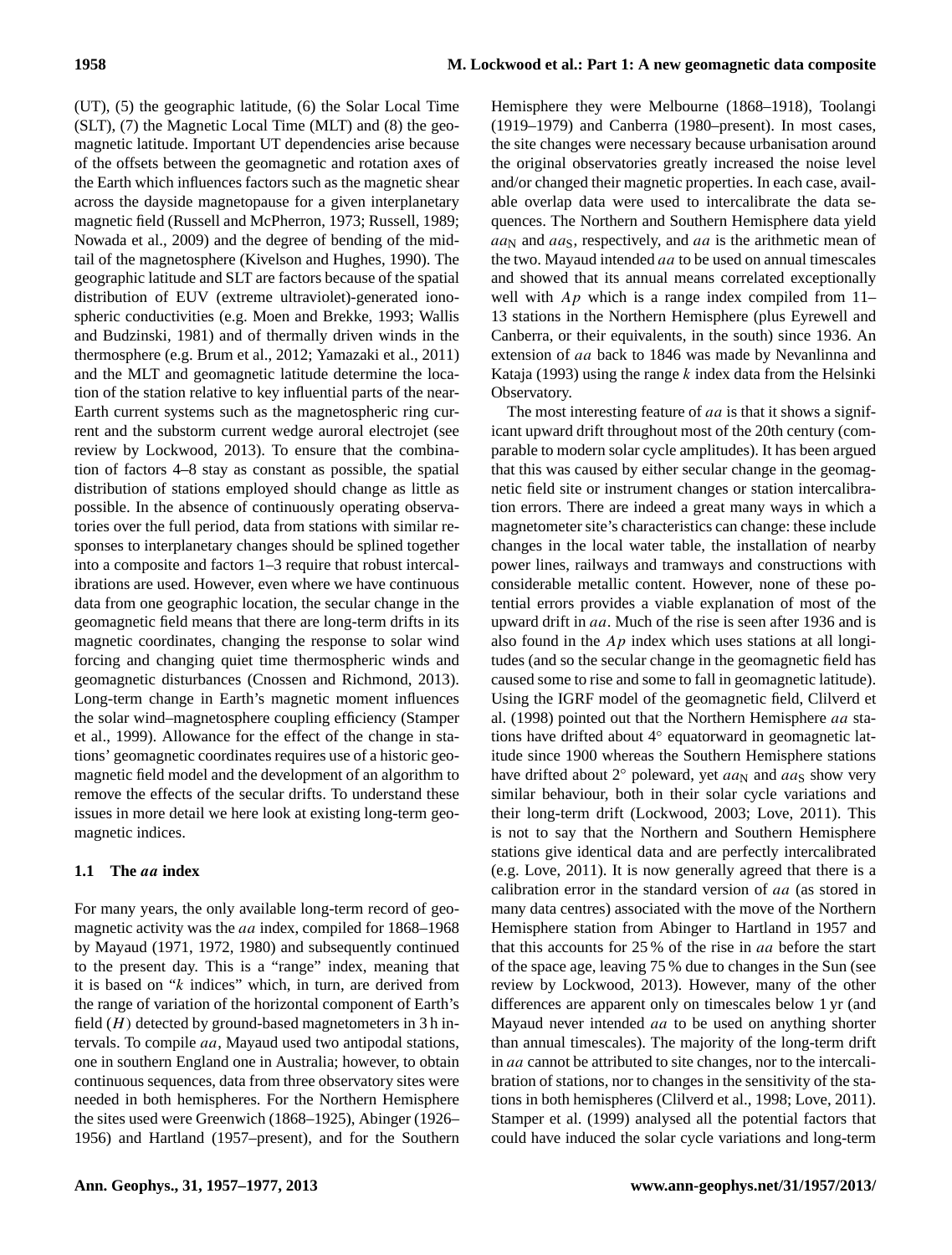(UT), (5) the geographic latitude, (6) the Solar Local Time (SLT), (7) the Magnetic Local Time (MLT) and (8) the geomagnetic latitude. Important UT dependencies arise because of the offsets between the geomagnetic and rotation axes of the Earth which influences factors such as the magnetic shear across the dayside magnetopause for a given interplanetary magnetic field (Russell and McPherron, 1973; Russell, 1989; Nowada et al., 2009) and the degree of bending of the mid-tail of the magnetosphere (Kivelson and Hughes, 1990). The geographic latitude and SLT are factors because of the spatial distribution of EUV (extreme ultraviolet)-generated ionospheric conductivities (e.g. Moen and Brekke, 1993; Wallis and Budzinski, 1981) and of thermally driven winds in the thermosphere (e.g. Brum et al., 2012; Yamazaki et al., 2011) and the MLT and geomagnetic latitude determine the location of the station relative to key influential parts of the near-Earth current systems such as the magnetospheric ring current and the substorm current wedge auroral electrojet (see review by Lockwood, 2013). To ensure that the combination of factors 4–8 stay as constant as possible, the spatial distribution of stations employed should change as little as possible. In the absence of continuously operating observatories over the full period, data from stations with similar responses to interplanetary changes should be splined together into a composite and factors 1–3 require that robust intercalibrations are used. However, even where we have continuous data from one geographic location, the secular change in the geomagnetic field means that there are long-term drifts in its magnetic coordinates, changing the response to solar wind forcing and changing quiet time thermospheric winds and geomagnetic disturbances (Cnossen and Richmond, 2013). Long-term change in Earth's magnetic moment influences the solar wind–magnetosphere coupling efficiency (Stamper et al., 1999). Allowance for the effect of the change in stations' geomagnetic coordinates requires use of a historic geomagnetic field model and the development of an algorithm to remove the effects of the secular drifts. To understand these issues in more detail we here look at existing long-term geomagnetic indices.

### 1.1 The *aa* index

For many years, the only available long-term record of geomagnetic activity was the *aa* index, compiled for 1868–1968 by Mayaud (1971, 1972, 1980) and subsequently continued to the present day. This is a "range" index, meaning that it is based on "$k$ indices" which, in turn, are derived from the range of variation of the horizontal component of Earth's field ($H$) detected by ground-based magnetometers in 3 h intervals. To compile *aa*, Mayaud used two antipodal stations, one in southern England one in Australia; however, to obtain continuous sequences, data from three observatory sites were needed in both hemispheres. For the Northern Hemisphere the sites used were Greenwich (1868–1925), Abinger (1926–1956) and Hartland (1957–present), and for the Southern Hemisphere they were Melbourne (1868–1918), Toolangi (1919–1979) and Canberra (1980–present). In most cases, the site changes were necessary because urbanisation around the original observatories greatly increased the noise level and/or changed their magnetic properties. In each case, available overlap data were used to intercalibrate the data sequences. The Northern and Southern Hemisphere data yield $aa_{\mathrm{N}}$ and $aa_{\mathrm{S}}$, respectively, and *aa* is the arithmetic mean of the two. Mayaud intended *aa* to be used on annual timescales and showed that its annual means correlated exceptionally well with $Ap$ which is a range index compiled from 11–13 stations in the Northern Hemisphere (plus Eyrewell and Canberra, or their equivalents, in the south) since 1936. An extension of *aa* back to 1846 was made by Nevanlinna and Kataja (1993) using the range $k$ index data from the Helsinki Observatory.

The most interesting feature of *aa* is that it shows a significant upward drift throughout most of the 20th century (comparable to modern solar cycle amplitudes). It has been argued that this was caused by either secular change in the geomagnetic field site or instrument changes or station intercalibration errors. There are indeed a great many ways in which a magnetometer site's characteristics can change: these include changes in the local water table, the installation of nearby power lines, railways and tramways and constructions with considerable metallic content. However, none of these potential errors provides a viable explanation of most of the upward drift in *aa*. Much of the rise is seen after 1936 and is also found in the $Ap$ index which uses stations at all longitudes (and so the secular change in the geomagnetic field has caused some to rise and some to fall in geomagnetic latitude). Using the IGRF model of the geomagnetic field, Clilverd et al. (1998) pointed out that the Northern Hemisphere *aa* stations have drifted about 4° equatorward in geomagnetic latitude since 1900 whereas the Southern Hemisphere stations have drifted about 2° poleward, yet $aa_{\mathrm{N}}$ and $aa_{\mathrm{S}}$ show very similar behaviour, both in their solar cycle variations and their long-term drift (Lockwood, 2003; Love, 2011). This is not to say that the Northern and Southern Hemisphere stations give identical data and are perfectly intercalibrated (e.g. Love, 2011). It is now generally agreed that there is a calibration error in the standard version of *aa* (as stored in many data centres) associated with the move of the Northern Hemisphere station from Abinger to Hartland in 1957 and that this accounts for 25 % of the rise in *aa* before the start of the space age, leaving 75 % due to changes in the Sun (see review by Lockwood, 2013). However, many of the other differences are apparent only on timescales below 1 yr (and Mayaud never intended *aa* to be used on anything shorter than annual timescales). The majority of the long-term drift in *aa* cannot be attributed to site changes, nor to the intercalibration of stations, nor to changes in the sensitivity of the stations in both hemispheres (Clilverd et al., 1998; Love, 2011). Stamper et al. (1999) analysed all the potential factors that could have induced the solar cycle variations and long-term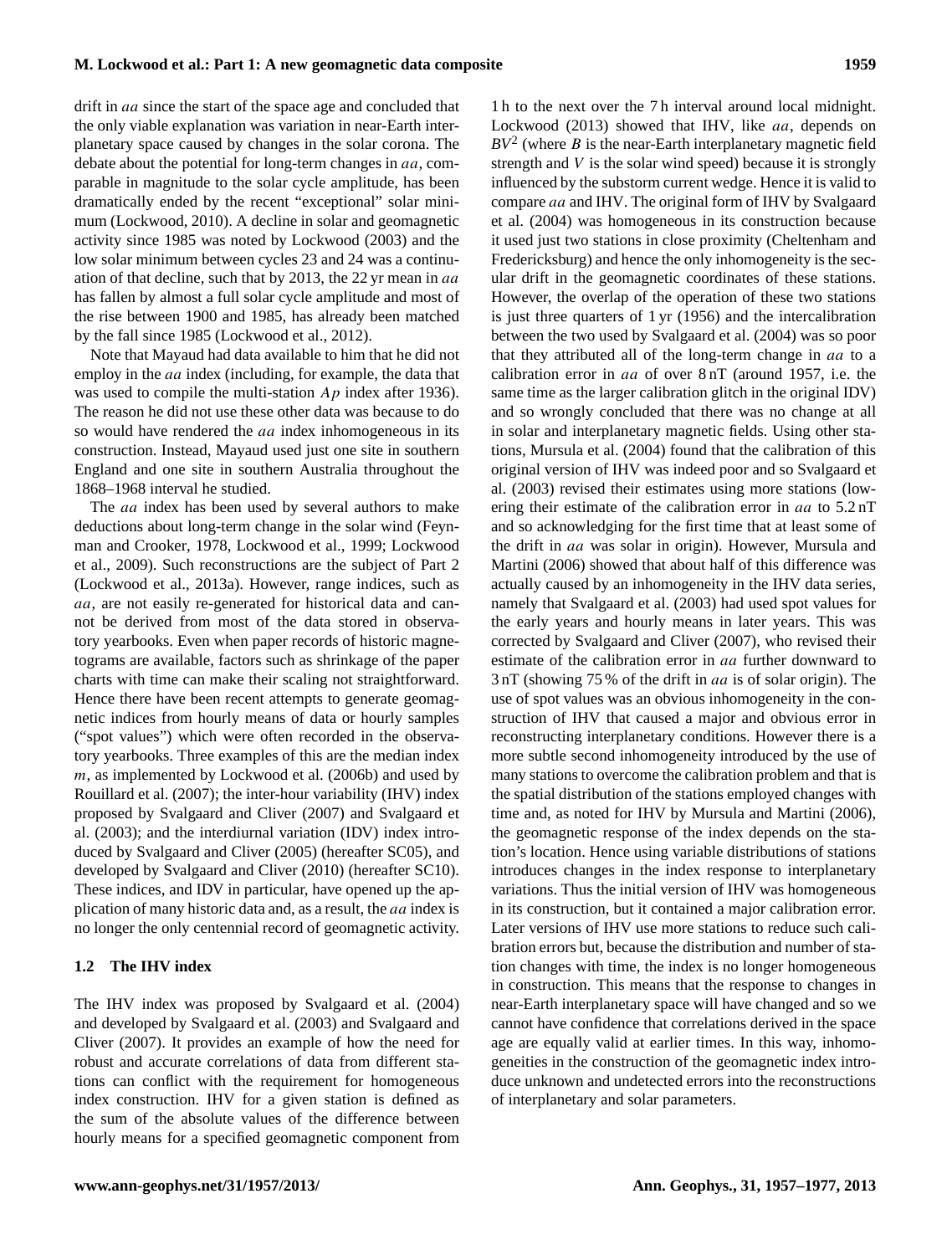drift in *aa* since the start of the space age and concluded that the only viable explanation was variation in near-Earth interplanetary space caused by changes in the solar corona. The debate about the potential for long-term changes in *aa*, comparable in magnitude to the solar cycle amplitude, has been dramatically ended by the recent "exceptional" solar minimum (Lockwood, 2010). A decline in solar and geomagnetic activity since 1985 was noted by Lockwood (2003) and the low solar minimum between cycles 23 and 24 was a continuation of that decline, such that by 2013, the 22 yr mean in *aa* has fallen by almost a full solar cycle amplitude and most of the rise between 1900 and 1985, has already been matched by the fall since 1985 (Lockwood et al., 2012).

Note that Mayaud had data available to him that he did not employ in the *aa* index (including, for example, the data that was used to compile the multi-station *Ap* index after 1936). The reason he did not use these other data was because to do so would have rendered the *aa* index inhomogeneous in its construction. Instead, Mayaud used just one site in southern England and one site in southern Australia throughout the 1868–1968 interval he studied.

The *aa* index has been used by several authors to make deductions about long-term change in the solar wind (Feynman and Crooker, 1978, Lockwood et al., 1999; Lockwood et al., 2009). Such reconstructions are the subject of Part 2 (Lockwood et al., 2013a). However, range indices, such as *aa*, are not easily re-generated for historical data and cannot be derived from most of the data stored in observatory yearbooks. Even when paper records of historic magnetograms are available, factors such as shrinkage of the paper charts with time can make their scaling not straightforward. Hence there have been recent attempts to generate geomagnetic indices from hourly means of data or hourly samples ("spot values") which were often recorded in the observatory yearbooks. Three examples of this are the median index *m*, as implemented by Lockwood et al. (2006b) and used by Rouillard et al. (2007); the inter-hour variability (IHV) index proposed by Svalgaard and Cliver (2007) and Svalgaard et al. (2003); and the interdiurnal variation (IDV) index introduced by Svalgaard and Cliver (2005) (hereafter SC05), and developed by Svalgaard and Cliver (2010) (hereafter SC10). These indices, and IDV in particular, have opened up the application of many historic data and, as a result, the *aa* index is no longer the only centennial record of geomagnetic activity.

### 1.2 The IHV index

The IHV index was proposed by Svalgaard et al. (2004) and developed by Svalgaard et al. (2003) and Svalgaard and Cliver (2007). It provides an example of how the need for robust and accurate correlations of data from different stations can conflict with the requirement for homogeneous index construction. IHV for a given station is defined as the sum of the absolute values of the difference between hourly means for a specified geomagnetic component from 1 h to the next over the 7 h interval around local midnight. Lockwood (2013) showed that IHV, like *aa*, depends on $BV^2$ (where $B$ is the near-Earth interplanetary magnetic field strength and $V$ is the solar wind speed) because it is strongly influenced by the substorm current wedge. Hence it is valid to compare *aa* and IHV. The original form of IHV by Svalgaard et al. (2004) was homogeneous in its construction because it used just two stations in close proximity (Cheltenham and Fredericksburg) and hence the only inhomogeneity is the secular drift in the geomagnetic coordinates of these stations. However, the overlap of the operation of these two stations is just three quarters of 1 yr (1956) and the intercalibration between the two used by Svalgaard et al. (2004) was so poor that they attributed all of the long-term change in *aa* to a calibration error in *aa* of over 8 nT (around 1957, i.e. the same time as the larger calibration glitch in the original IDV) and so wrongly concluded that there was no change at all in solar and interplanetary magnetic fields. Using other stations, Mursula et al. (2004) found that the calibration of this original version of IHV was indeed poor and so Svalgaard et al. (2003) revised their estimates using more stations (lowering their estimate of the calibration error in *aa* to 5.2 nT and so acknowledging for the first time that at least some of the drift in *aa* was solar in origin). However, Mursula and Martini (2006) showed that about half of this difference was actually caused by an inhomogeneity in the IHV data series, namely that Svalgaard et al. (2003) had used spot values for the early years and hourly means in later years. This was corrected by Svalgaard and Cliver (2007), who revised their estimate of the calibration error in *aa* further downward to 3 nT (showing 75 % of the drift in *aa* is of solar origin). The use of spot values was an obvious inhomogeneity in the construction of IHV that caused a major and obvious error in reconstructing interplanetary conditions. However there is a more subtle second inhomogeneity introduced by the use of many stations to overcome the calibration problem and that is the spatial distribution of the stations employed changes with time and, as noted for IHV by Mursula and Martini (2006), the geomagnetic response of the index depends on the station's location. Hence using variable distributions of stations introduces changes in the index response to interplanetary variations. Thus the initial version of IHV was homogeneous in its construction, but it contained a major calibration error. Later versions of IHV use more stations to reduce such calibration errors but, because the distribution and number of station changes with time, the index is no longer homogeneous in construction. This means that the response to changes in near-Earth interplanetary space will have changed and so we cannot have confidence that correlations derived in the space age are equally valid at earlier times. In this way, inhomogeneities in the construction of the geomagnetic index introduce unknown and undetected errors into the reconstructions of interplanetary and solar parameters.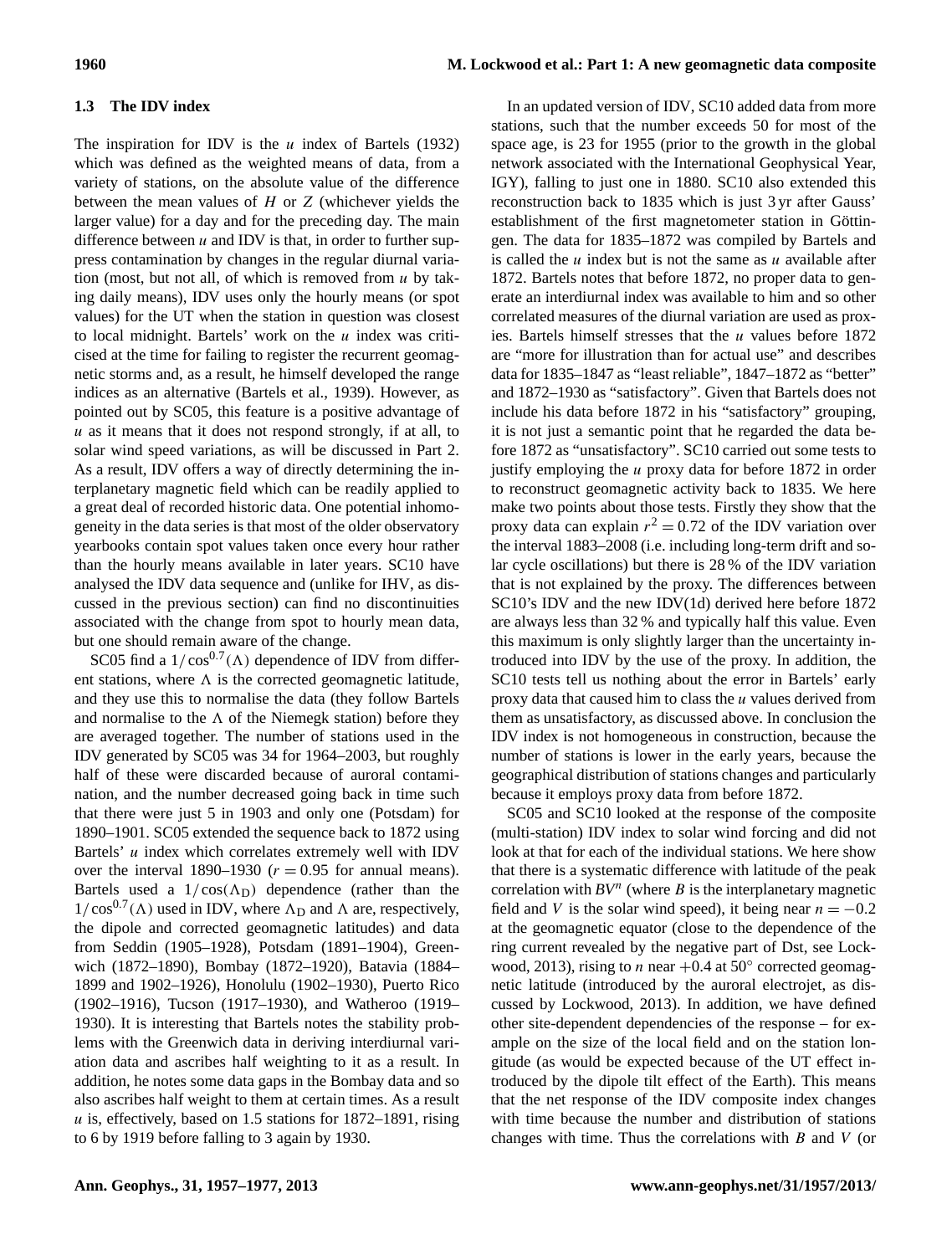### 1.3 The IDV index

The inspiration for IDV is the $u$ index of Bartels (1932) which was defined as the weighted means of data, from a variety of stations, on the absolute value of the difference between the mean values of $H$ or $Z$ (whichever yields the larger value) for a day and for the preceding day. The main difference between $u$ and IDV is that, in order to further suppress contamination by changes in the regular diurnal variation (most, but not all, of which is removed from $u$ by taking daily means), IDV uses only the hourly means (or spot values) for the UT when the station in question was closest to local midnight. Bartels' work on the $u$ index was criticised at the time for failing to register the recurrent geomagnetic storms and, as a result, he himself developed the range indices as an alternative (Bartels et al., 1939). However, as pointed out by SC05, this feature is a positive advantage of $u$ as it means that it does not respond strongly, if at all, to solar wind speed variations, as will be discussed in Part 2. As a result, IDV offers a way of directly determining the interplanetary magnetic field which can be readily applied to a great deal of recorded historic data. One potential inhomogeneity in the data series is that most of the older observatory yearbooks contain spot values taken once every hour rather than the hourly means available in later years. SC10 have analysed the IDV data sequence and (unlike for IHV, as discussed in the previous section) can find no discontinuities associated with the change from spot to hourly mean data, but one should remain aware of the change.

SC05 find a $1/\cos^{0.7}(\Lambda)$ dependence of IDV from different stations, where $\Lambda$ is the corrected geomagnetic latitude, and they use this to normalise the data (they follow Bartels and normalise to the $\Lambda$ of the Niemegk station) before they are averaged together. The number of stations used in the IDV generated by SC05 was 34 for 1964–2003, but roughly half of these were discarded because of auroral contamination, and the number decreased going back in time such that there were just 5 in 1903 and only one (Potsdam) for 1890–1901. SC05 extended the sequence back to 1872 using Bartels' $u$ index which correlates extremely well with IDV over the interval 1890–1930 ($r = 0.95$ for annual means). Bartels used a $1/\cos(\Lambda_D)$ dependence (rather than the $1/\cos^{0.7}(\Lambda)$ used in IDV, where $\Lambda_D$ and $\Lambda$ are, respectively, the dipole and corrected geomagnetic latitudes) and data from Seddin (1905–1928), Potsdam (1891–1904), Greenwich (1872–1890), Bombay (1872–1920), Batavia (1884–1899 and 1902–1926), Honolulu (1902–1930), Puerto Rico (1902–1916), Tucson (1917–1930), and Watheroo (1919–1930). It is interesting that Bartels notes the stability problems with the Greenwich data in deriving interdiurnal variation data and ascribes half weighting to it as a result. In addition, he notes some data gaps in the Bombay data and so also ascribes half weight to them at certain times. As a result $u$ is, effectively, based on 1.5 stations for 1872–1891, rising to 6 by 1919 before falling to 3 again by 1930.

In an updated version of IDV, SC10 added data from more stations, such that the number exceeds 50 for most of the space age, is 23 for 1955 (prior to the growth in the global network associated with the International Geophysical Year, IGY), falling to just one in 1880. SC10 also extended this reconstruction back to 1835 which is just 3 yr after Gauss' establishment of the first magnetometer station in Göttingen. The data for 1835–1872 was compiled by Bartels and is called the $u$ index but is not the same as $u$ available after 1872. Bartels notes that before 1872, no proper data to generate an interdiurnal index was available to him and so other correlated measures of the diurnal variation are used as proxies. Bartels himself stresses that the $u$ values before 1872 are "more for illustration than for actual use" and describes data for 1835–1847 as "least reliable", 1847–1872 as "better" and 1872–1930 as "satisfactory". Given that Bartels does not include his data before 1872 in his "satisfactory" grouping, it is not just a semantic point that he regarded the data before 1872 as "unsatisfactory". SC10 carried out some tests to justify employing the $u$ proxy data for before 1872 in order to reconstruct geomagnetic activity back to 1835. We here make two points about those tests. Firstly they show that the proxy data can explain $r^2 = 0.72$ of the IDV variation over the interval 1883–2008 (i.e. including long-term drift and solar cycle oscillations) but there is 28 % of the IDV variation that is not explained by the proxy. The differences between SC10's IDV and the new IDV(1d) derived here before 1872 are always less than 32 % and typically half this value. Even this maximum is only slightly larger than the uncertainty introduced into IDV by the use of the proxy. In addition, the SC10 tests tell us nothing about the error in Bartels' early proxy data that caused him to class the $u$ values derived from them as unsatisfactory, as discussed above. In conclusion the IDV index is not homogeneous in construction, because the number of stations is lower in the early years, because the geographical distribution of stations changes and particularly because it employs proxy data from before 1872.

SC05 and SC10 looked at the response of the composite (multi-station) IDV index to solar wind forcing and did not look at that for each of the individual stations. We here show that there is a systematic difference with latitude of the peak correlation with $BV^n$ (where $B$ is the interplanetary magnetic field and $V$ is the solar wind speed), it being near $n = -0.2$ at the geomagnetic equator (close to the dependence of the ring current revealed by the negative part of Dst, see Lockwood, 2013), rising to $n$ near $+0.4$ at 50° corrected geomagnetic latitude (introduced by the auroral electrojet, as discussed by Lockwood, 2013). In addition, we have defined other site-dependent dependencies of the response – for example on the size of the local field and on the station longitude (as would be expected because of the UT effect introduced by the dipole tilt effect of the Earth). This means that the net response of the IDV composite index changes with time because the number and distribution of stations changes with time. Thus the correlations with $B$ and $V$ (or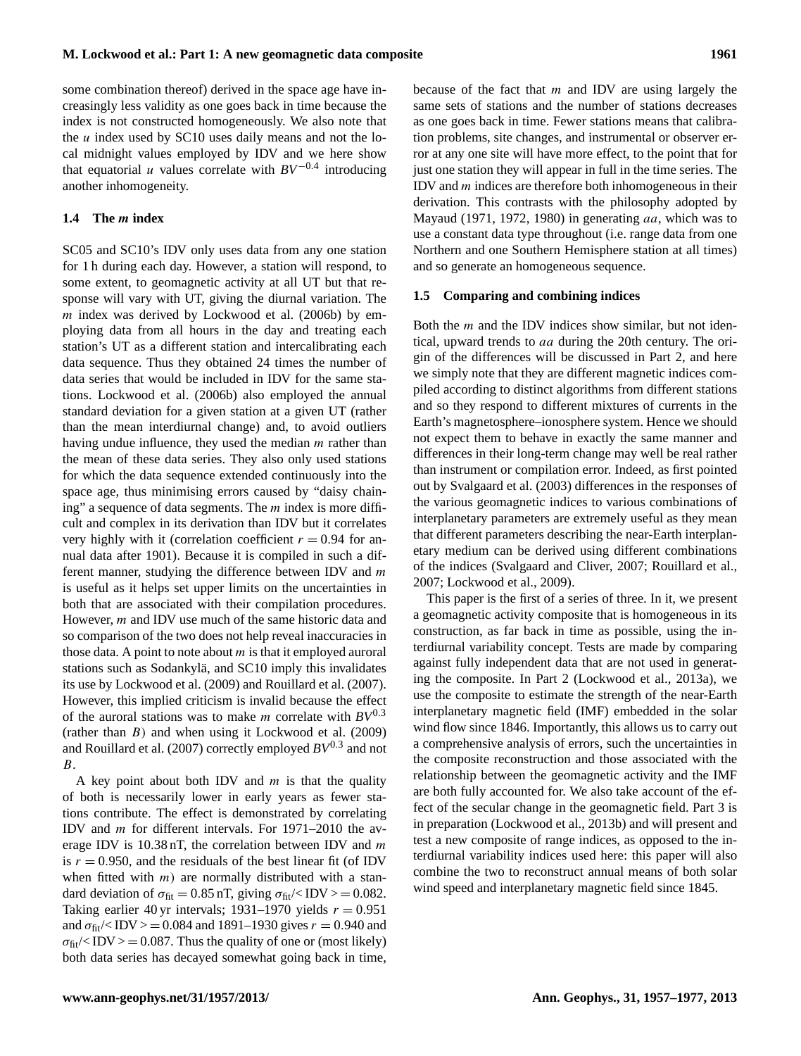some combination thereof) derived in the space age have increasingly less validity as one goes back in time because the index is not constructed homogeneously. We also note that the $u$ index used by SC10 uses daily means and not the local midnight values employed by IDV and we here show that equatorial $u$ values correlate with $BV^{-0.4}$ introducing another inhomogeneity.

### 1.4 The *m* index

SC05 and SC10's IDV only uses data from any one station for 1 h during each day. However, a station will respond, to some extent, to geomagnetic activity at all UT but that response will vary with UT, giving the diurnal variation. The $m$ index was derived by Lockwood et al. (2006b) by employing data from all hours in the day and treating each station's UT as a different station and intercalibrating each data sequence. Thus they obtained 24 times the number of data series that would be included in IDV for the same stations. Lockwood et al. (2006b) also employed the annual standard deviation for a given station at a given UT (rather than the mean interdiurnal change) and, to avoid outliers having undue influence, they used the median $m$ rather than the mean of these data series. They also only used stations for which the data sequence extended continuously into the space age, thus minimising errors caused by "daisy chaining" a sequence of data segments. The $m$ index is more difficult and complex in its derivation than IDV but it correlates very highly with it (correlation coefficient $r = 0.94$ for annual data after 1901). Because it is compiled in such a different manner, studying the difference between IDV and $m$ is useful as it helps set upper limits on the uncertainties in both that are associated with their compilation procedures. However, $m$ and IDV use much of the same historic data and so comparison of the two does not help reveal inaccuracies in those data. A point to note about $m$ is that it employed auroral stations such as Sodankylä, and SC10 imply this invalidates its use by Lockwood et al. (2009) and Rouillard et al. (2007). However, this implied criticism is invalid because the effect of the auroral stations was to make $m$ correlate with $BV^{0.3}$ (rather than $B$) and when using it Lockwood et al. (2009) and Rouillard et al. (2007) correctly employed $BV^{0.3}$ and not $B$.

A key point about both IDV and $m$ is that the quality of both is necessarily lower in early years as fewer stations contribute. The effect is demonstrated by correlating IDV and $m$ for different intervals. For 1971–2010 the average IDV is 10.38 nT, the correlation between IDV and $m$ is $r = 0.950$, and the residuals of the best linear fit (of IDV when fitted with $m$) are normally distributed with a standard deviation of $\sigma_{\mathrm{fit}} = 0.85$ nT, giving $\sigma_{\mathrm{fit}}/<\mathrm{IDV}> = 0.082$. Taking earlier 40 yr intervals; 1931–1970 yields $r = 0.951$ and $\sigma_{\mathrm{fit}}/<\mathrm{IDV}> = 0.084$ and 1891–1930 gives $r = 0.940$ and $\sigma_{\mathrm{fit}}/<\mathrm{IDV}> = 0.087$. Thus the quality of one or (most likely) both data series has decayed somewhat going back in time, because of the fact that $m$ and IDV are using largely the same sets of stations and the number of stations decreases as one goes back in time. Fewer stations means that calibration problems, site changes, and instrumental or observer error at any one site will have more effect, to the point that for just one station they will appear in full in the time series. The IDV and $m$ indices are therefore both inhomogeneous in their derivation. This contrasts with the philosophy adopted by Mayaud (1971, 1972, 1980) in generating $aa$, which was to use a constant data type throughout (i.e. range data from one Northern and one Southern Hemisphere station at all times) and so generate an homogeneous sequence.

### 1.5 Comparing and combining indices

Both the $m$ and the IDV indices show similar, but not identical, upward trends to $aa$ during the 20th century. The origin of the differences will be discussed in Part 2, and here we simply note that they are different magnetic indices compiled according to distinct algorithms from different stations and so they respond to different mixtures of currents in the Earth's magnetosphere–ionosphere system. Hence we should not expect them to behave in exactly the same manner and differences in their long-term change may well be real rather than instrument or compilation error. Indeed, as first pointed out by Svalgaard et al. (2003) differences in the responses of the various geomagnetic indices to various combinations of interplanetary parameters are extremely useful as they mean that different parameters describing the near-Earth interplanetary medium can be derived using different combinations of the indices (Svalgaard and Cliver, 2007; Rouillard et al., 2007; Lockwood et al., 2009).

This paper is the first of a series of three. In it, we present a geomagnetic activity composite that is homogeneous in its construction, as far back in time as possible, using the interdiurnal variability concept. Tests are made by comparing against fully independent data that are not used in generating the composite. In Part 2 (Lockwood et al., 2013a), we use the composite to estimate the strength of the near-Earth interplanetary magnetic field (IMF) embedded in the solar wind flow since 1846. Importantly, this allows us to carry out a comprehensive analysis of errors, such the uncertainties in the composite reconstruction and those associated with the relationship between the geomagnetic activity and the IMF are both fully accounted for. We also take account of the effect of the secular change in the geomagnetic field. Part 3 is in preparation (Lockwood et al., 2013b) and will present and test a new composite of range indices, as opposed to the interdiurnal variability indices used here: this paper will also combine the two to reconstruct annual means of both solar wind speed and interplanetary magnetic field since 1845.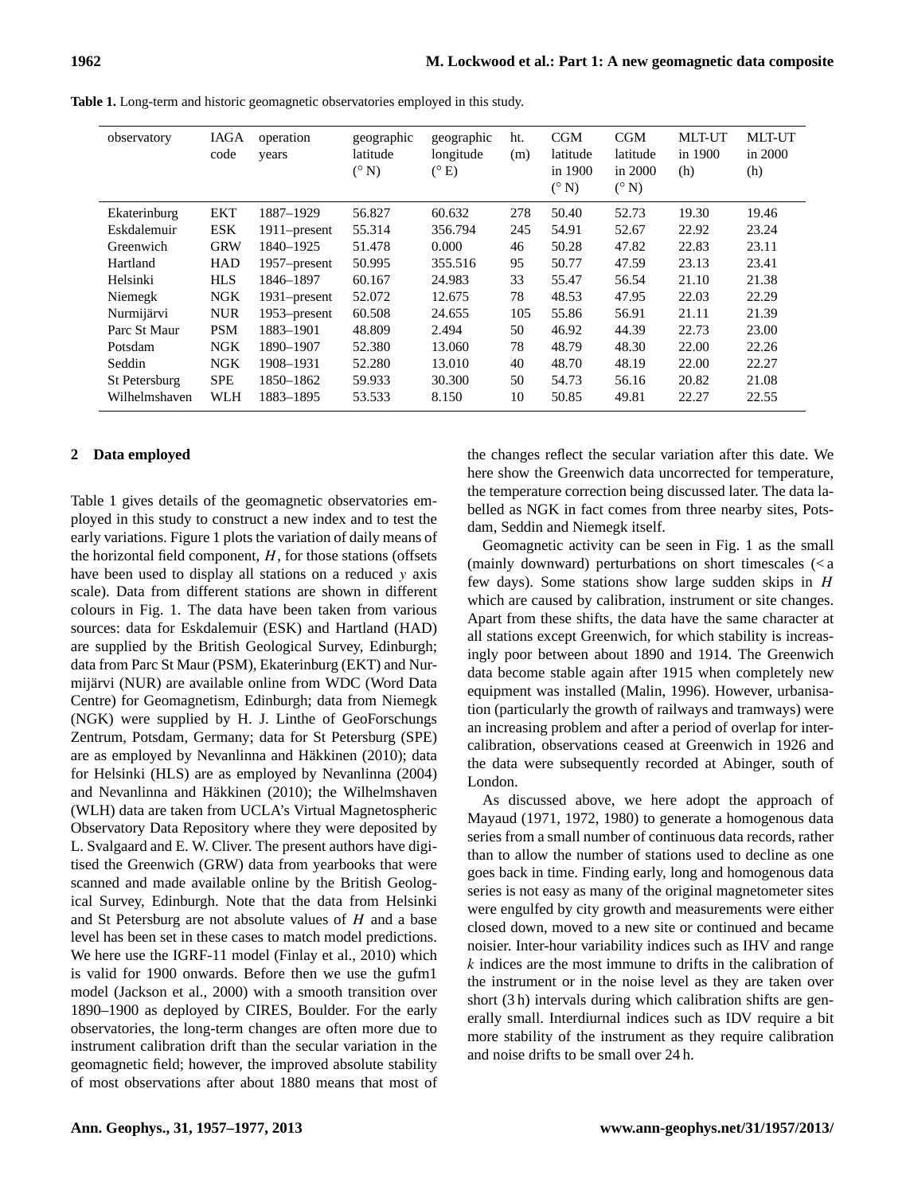**Table 1.** Long-term and historic geomagnetic observatories employed in this study.

| observatory | IAGA code | operation years | geographic latitude (° N) | geographic longitude (° E) | ht. (m) | CGM latitude in 1900 (° N) | CGM latitude in 2000 (° N) | MLT-UT in 1900 (h) | MLT-UT in 2000 (h) |
|---|---|---|---|---|---|---|---|---|---|
| Ekaterinburg | EKT | 1887–1929 | 56.827 | 60.632 | 278 | 50.40 | 52.73 | 19.30 | 19.46 |
| Eskdalemuir | ESK | 1911–present | 55.314 | 356.794 | 245 | 54.91 | 52.67 | 22.92 | 23.24 |
| Greenwich | GRW | 1840–1925 | 51.478 | 0.000 | 46 | 50.28 | 47.82 | 22.83 | 23.11 |
| Hartland | HAD | 1957–present | 50.995 | 355.516 | 95 | 50.77 | 47.59 | 23.13 | 23.41 |
| Helsinki | HLS | 1846–1897 | 60.167 | 24.983 | 33 | 55.47 | 56.54 | 21.10 | 21.38 |
| Niemegk | NGK | 1931–present | 52.072 | 12.675 | 78 | 48.53 | 47.95 | 22.03 | 22.29 |
| Nurmijärvi | NUR | 1953–present | 60.508 | 24.655 | 105 | 55.86 | 56.91 | 21.11 | 21.39 |
| Parc St Maur | PSM | 1883–1901 | 48.809 | 2.494 | 50 | 46.92 | 44.39 | 22.73 | 23.00 |
| Potsdam | NGK | 1890–1907 | 52.380 | 13.060 | 78 | 48.79 | 48.30 | 22.00 | 22.26 |
| Seddin | NGK | 1908–1931 | 52.280 | 13.010 | 40 | 48.70 | 48.19 | 22.00 | 22.27 |
| St Petersburg | SPE | 1850–1862 | 59.933 | 30.300 | 50 | 54.73 | 56.16 | 20.82 | 21.08 |
| Wilhelmshaven | WLH | 1883–1895 | 53.533 | 8.150 | 10 | 50.85 | 49.81 | 22.27 | 22.55 |

## 2 Data employed

Table 1 gives details of the geomagnetic observatories employed in this study to construct a new index and to test the early variations. Figure 1 plots the variation of daily means of the horizontal field component, $H$, for those stations (offsets have been used to display all stations on a reduced $y$ axis scale). Data from different stations are shown in different colours in Fig. 1. The data have been taken from various sources: data for Eskdalemuir (ESK) and Hartland (HAD) are supplied by the British Geological Survey, Edinburgh; data from Parc St Maur (PSM), Ekaterinburg (EKT) and Nurmijärvi (NUR) are available online from WDC (Word Data Centre) for Geomagnetism, Edinburgh; data from Niemegk (NGK) were supplied by H. J. Linthe of GeoForschungs Zentrum, Potsdam, Germany; data for St Petersburg (SPE) are as employed by Nevanlinna and Häkkinen (2010); data for Helsinki (HLS) are as employed by Nevanlinna (2004) and Nevanlinna and Häkkinen (2010); the Wilhelmshaven (WLH) data are taken from UCLA's Virtual Magnetospheric Observatory Data Repository where they were deposited by L. Svalgaard and E. W. Cliver. The present authors have digitised the Greenwich (GRW) data from yearbooks that were scanned and made available online by the British Geological Survey, Edinburgh. Note that the data from Helsinki and St Petersburg are not absolute values of $H$ and a base level has been set in these cases to match model predictions. We here use the IGRF-11 model (Finlay et al., 2010) which is valid for 1900 onwards. Before then we use the gufm1 model (Jackson et al., 2000) with a smooth transition over 1890–1900 as deployed by CIRES, Boulder. For the early observatories, the long-term changes are often more due to instrument calibration drift than the secular variation in the geomagnetic field; however, the improved absolute stability of most observations after about 1880 means that most of the changes reflect the secular variation after this date. We here show the Greenwich data uncorrected for temperature, the temperature correction being discussed later. The data labelled as NGK in fact comes from three nearby sites, Potsdam, Seddin and Niemegk itself.

Geomagnetic activity can be seen in Fig. 1 as the small (mainly downward) perturbations on short timescales (< a few days). Some stations show large sudden skips in $H$ which are caused by calibration, instrument or site changes. Apart from these shifts, the data have the same character at all stations except Greenwich, for which stability is increasingly poor between about 1890 and 1914. The Greenwich data become stable again after 1915 when completely new equipment was installed (Malin, 1996). However, urbanisation (particularly the growth of railways and tramways) were an increasing problem and after a period of overlap for intercalibration, observations ceased at Greenwich in 1926 and the data were subsequently recorded at Abinger, south of London.

As discussed above, we here adopt the approach of Mayaud (1971, 1972, 1980) to generate a homogenous data series from a small number of continuous data records, rather than to allow the number of stations used to decline as one goes back in time. Finding early, long and homogenous data series is not easy as many of the original magnetometer sites were engulfed by city growth and measurements were either closed down, moved to a new site or continued and became noisier. Inter-hour variability indices such as IHV and range $k$ indices are the most immune to drifts in the calibration of the instrument or in the noise level as they are taken over short (3 h) intervals during which calibration shifts are generally small. Interdiurnal indices such as IDV require a bit more stability of the instrument as they require calibration and noise drifts to be small over 24 h.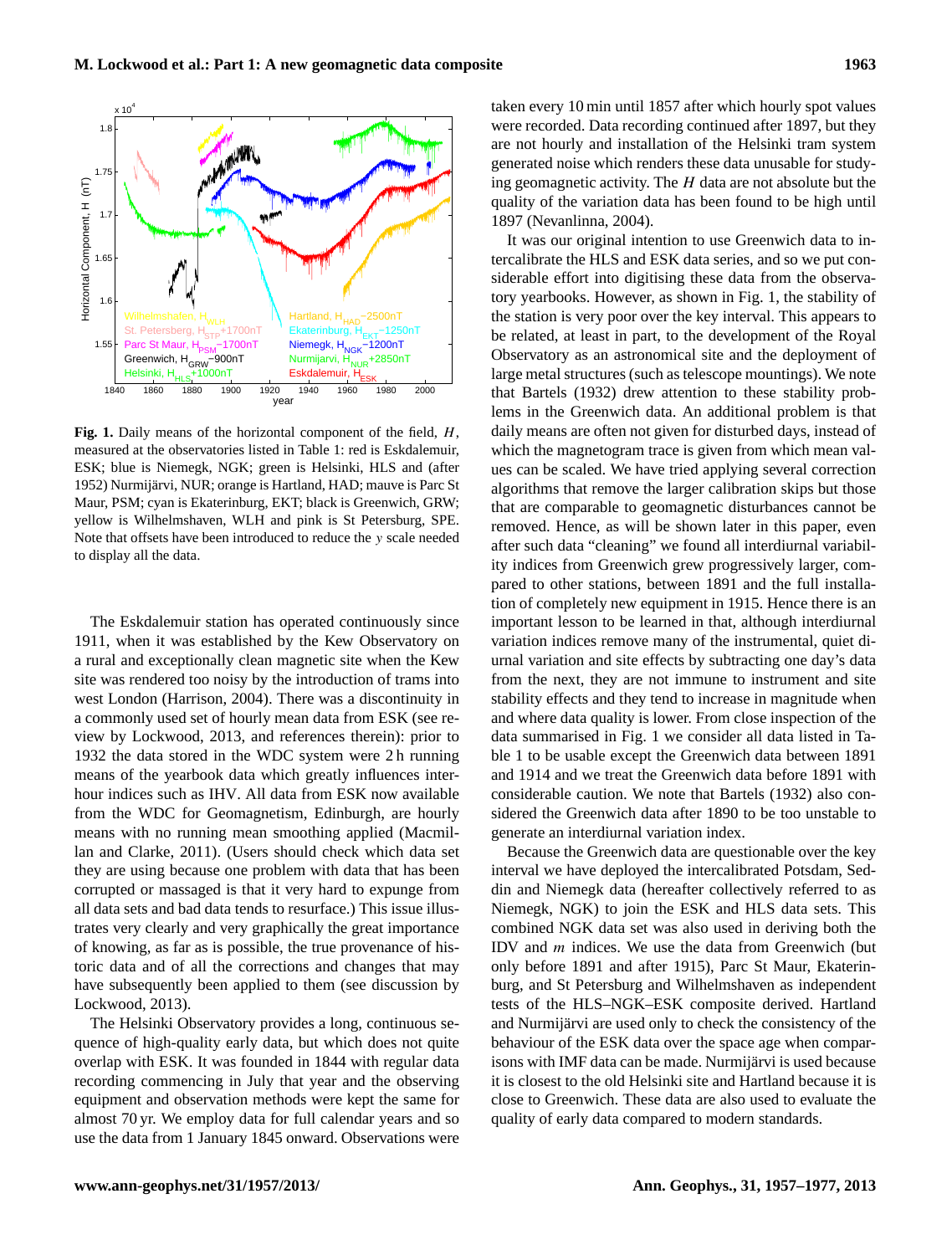**Fig. 1.** Daily means of the horizontal component of the field, $H$, measured at the observatories listed in Table 1: red is Eskdalemuir, ESK; blue is Niemegk, NGK; green is Helsinki, HLS and (after 1952) Nurmijärvi, NUR; orange is Hartland, HAD; mauve is Parc St Maur, PSM; cyan is Ekaterinburg, EKT; black is Greenwich, GRW; yellow is Wilhelmshaven, WLH and pink is St Petersburg, SPE. Note that offsets have been introduced to reduce the $y$ scale needed to display all the data.

The Eskdalemuir station has operated continuously since 1911, when it was established by the Kew Observatory on a rural and exceptionally clean magnetic site when the Kew site was rendered too noisy by the introduction of trams into west London (Harrison, 2004). There was a discontinuity in a commonly used set of hourly mean data from ESK (see review by Lockwood, 2013, and references therein): prior to 1932 the data stored in the WDC system were 2 h running means of the yearbook data which greatly influences inter-hour indices such as IHV. All data from ESK now available from the WDC for Geomagnetism, Edinburgh, are hourly means with no running mean smoothing applied (Macmillan and Clarke, 2011). (Users should check which data set they are using because one problem with data that has been corrupted or massaged is that it very hard to expunge from all data sets and bad data tends to resurface.) This issue illustrates very clearly and very graphically the great importance of knowing, as far as is possible, the true provenance of historic data and of all the corrections and changes that may have subsequently been applied to them (see discussion by Lockwood, 2013).

The Helsinki Observatory provides a long, continuous sequence of high-quality early data, but which does not quite overlap with ESK. It was founded in 1844 with regular data recording commencing in July that year and the observing equipment and observation methods were kept the same for almost 70 yr. We employ data for full calendar years and so use the data from 1 January 1845 onward. Observations were taken every 10 min until 1857 after which hourly spot values were recorded. Data recording continued after 1897, but they are not hourly and installation of the Helsinki tram system generated noise which renders these data unusable for studying geomagnetic activity. The $H$ data are not absolute but the quality of the variation data has been found to be high until 1897 (Nevanlinna, 2004).

It was our original intention to use Greenwich data to intercalibrate the HLS and ESK data series, and so we put considerable effort into digitising these data from the observatory yearbooks. However, as shown in Fig. 1, the stability of the station is very poor over the key interval. This appears to be related, at least in part, to the development of the Royal Observatory as an astronomical site and the deployment of large metal structures (such as telescope mountings). We note that Bartels (1932) drew attention to these stability problems in the Greenwich data. An additional problem is that daily means are often not given for disturbed days, instead of which the magnetogram trace is given from which mean values can be scaled. We have tried applying several correction algorithms that remove the larger calibration skips but those that are comparable to geomagnetic disturbances cannot be removed. Hence, as will be shown later in this paper, even after such data "cleaning" we found all interdiurnal variability indices from Greenwich grew progressively larger, compared to other stations, between 1891 and the full installation of completely new equipment in 1915. Hence there is an important lesson to be learned in that, although interdiurnal variation indices remove many of the instrumental, quiet diurnal variation and site effects by subtracting one day's data from the next, they are not immune to instrument and site stability effects and they tend to increase in magnitude when and where data quality is lower. From close inspection of the data summarised in Fig. 1 we consider all data listed in Table 1 to be usable except the Greenwich data between 1891 and 1914 and we treat the Greenwich data before 1891 with considerable caution. We note that Bartels (1932) also considered the Greenwich data after 1890 to be too unstable to generate an interdiurnal variation index.

Because the Greenwich data are questionable over the key interval we have deployed the intercalibrated Potsdam, Seddin and Niemegk data (hereafter collectively referred to as Niemegk, NGK) to join the ESK and HLS data sets. This combined NGK data set was also used in deriving both the IDV and $m$ indices. We use the data from Greenwich (but only before 1891 and after 1915), Parc St Maur, Ekaterinburg, and St Petersburg and Wilhelmshaven as independent tests of the HLS–NGK–ESK composite derived. Hartland and Nurmijärvi are used only to check the consistency of the behaviour of the ESK data over the space age when comparisons with IMF data can be made. Nurmijärvi is used because it is closest to the old Helsinki site and Hartland because it is close to Greenwich. These data are also used to evaluate the quality of early data compared to modern standards.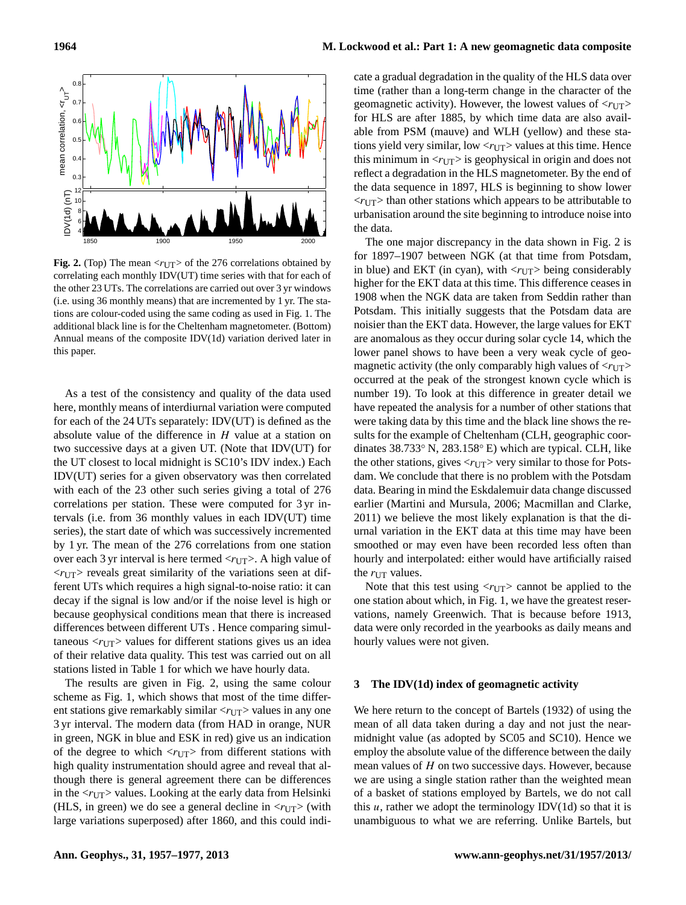**Fig. 2.** (Top) The mean $<r_{UT}>$ of the 276 correlations obtained by correlating each monthly IDV(UT) time series with that for each of the other 23 UTs. The correlations are carried out over 3 yr windows (i.e. using 36 monthly means) that are incremented by 1 yr. The stations are colour-coded using the same coding as used in Fig. 1. The additional black line is for the Cheltenham magnetometer. (Bottom) Annual means of the composite IDV(1d) variation derived later in this paper.

As a test of the consistency and quality of the data used here, monthly means of interdiurnal variation were computed for each of the 24 UTs separately: IDV(UT) is defined as the absolute value of the difference in $H$ value at a station on two successive days at a given UT. (Note that IDV(UT) for the UT closest to local midnight is SC10's IDV index.) Each IDV(UT) series for a given observatory was then correlated with each of the 23 other such series giving a total of 276 correlations per station. These were computed for 3 yr intervals (i.e. from 36 monthly values in each IDV(UT) time series), the start date of which was successively incremented by 1 yr. The mean of the 276 correlations from one station over each 3 yr interval is here termed $<r_{UT}>$. A high value of $<r_{UT}>$ reveals great similarity of the variations seen at different UTs which requires a high signal-to-noise ratio: it can decay if the signal is low and/or if the noise level is high or because geophysical conditions mean that there is increased differences between different UTs . Hence comparing simultaneous $<r_{UT}>$ values for different stations gives us an idea of their relative data quality. This test was carried out on all stations listed in Table 1 for which we have hourly data.

The results are given in Fig. 2, using the same colour scheme as Fig. 1, which shows that most of the different stations give remarkably similar $<r_{UT}>$ values in any one 3 yr interval. The modern data (from HAD in orange, NUR in green, NGK in blue and ESK in red) give us an indication of the degree to which $<r_{UT}>$ from different stations with high quality instrumentation should agree and reveal that although there is general agreement there can be differences in the $<r_{UT}>$ values. Looking at the early data from Helsinki (HLS, in green) we do see a general decline in $<r_{UT}>$ (with large variations superposed) after 1860, and this could indicate a gradual degradation in the quality of the HLS data over time (rather than a long-term change in the character of the geomagnetic activity). However, the lowest values of $<r_{UT}>$ for HLS are after 1885, by which time data are also available from PSM (mauve) and WLH (yellow) and these stations yield very similar, low $<r_{UT}>$ values at this time. Hence this minimum in $<r_{UT}>$ is geophysical in origin and does not reflect a degradation in the HLS magnetometer. By the end of the data sequence in 1897, HLS is beginning to show lower $<r_{UT}>$ than other stations which appears to be attributable to urbanisation around the site beginning to introduce noise into the data.

The one major discrepancy in the data shown in Fig. 2 is for 1897–1907 between NGK (at that time from Potsdam, in blue) and EKT (in cyan), with $<r_{UT}>$ being considerably higher for the EKT data at this time. This difference ceases in 1908 when the NGK data are taken from Seddin rather than Potsdam. This initially suggests that the Potsdam data are noisier than the EKT data. However, the large values for EKT are anomalous as they occur during solar cycle 14, which the lower panel shows to have been a very weak cycle of geomagnetic activity (the only comparably high values of $<r_{UT}>$ occurred at the peak of the strongest known cycle which is number 19). To look at this difference in greater detail we have repeated the analysis for a number of other stations that were taking data by this time and the black line shows the results for the example of Cheltenham (CLH, geographic coordinates 38.733° N, 283.158° E) which are typical. CLH, like the other stations, gives $<r_{UT}>$ very similar to those for Potsdam. We conclude that there is no problem with the Potsdam data. Bearing in mind the Eskdalemuir data change discussed earlier (Martini and Mursula, 2006; Macmillan and Clarke, 2011) we believe the most likely explanation is that the diurnal variation in the EKT data at this time may have been smoothed or may even have been recorded less often than hourly and interpolated: either would have artificially raised the $r_{UT}$ values.

Note that this test using $<r_{UT}>$ cannot be applied to the one station about which, in Fig. 1, we have the greatest reservations, namely Greenwich. That is because before 1913, data were only recorded in the yearbooks as daily means and hourly values were not given.

## 3 The IDV(1d) index of geomagnetic activity

We here return to the concept of Bartels (1932) of using the mean of all data taken during a day and not just the near-midnight value (as adopted by SC05 and SC10). Hence we employ the absolute value of the difference between the daily mean values of $H$ on two successive days. However, because we are using a single station rather than the weighted mean of a basket of stations employed by Bartels, we do not call this $u$, rather we adopt the terminology IDV(1d) so that it is unambiguous to what we are referring. Unlike Bartels, but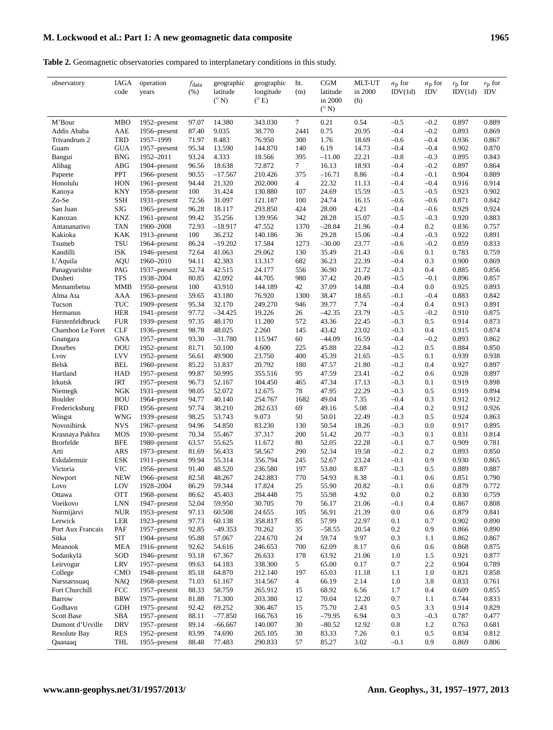**Table 2.** Geomagnetic observatories compared to interplanetary conditions in this study.

| observatory | IAGA code | operation years | $f_{\rm data}$ (%) | geographic latitude (° N) | geographic longitude (° E) | ht. (m) | CGM latitude in 2000 (° N) | MLT-UT in 2000 (h) | $n_{\rm p}$ for IDV(1d) | $n_{\rm p}$ for IDV | $r_{\rm p}$ for IDV(1d) | $r_{\rm p}$ for IDV |
|---|---|---|---|---|---|---|---|---|---|---|---|---|
| M'Bour | MBO | 1952–present | 97.07 | 14.380 | 343.030 | 7 | 0.21 | 0.54 | –0.5 | –0.2 | 0.897 | 0.889 |
| Addis Ababa | AAE | 1956–present | 87.40 | 9.035 | 38.770 | 2441 | 0.75 | 20.95 | –0.4 | –0.2 | 0.893 | 0.869 |
| Trivandrum 2 | TRD | 1957–1999 | 71.97 | 8.483 | 76.950 | 300 | 1.76 | 18.69 | –0.6 | –0.4 | 0.936 | 0.867 |
| Guam | GUA | 1957–present | 95.34 | 13.590 | 144.870 | 140 | 6.19 | 14.73 | –0.4 | –0.4 | 0.902 | 0.870 |
| Bangui | BNG | 1952–2011 | 93.24 | 4.333 | 18.566 | 395 | –11.00 | 22.21 | –0.8 | –0.3 | 0.895 | 0.843 |
| Alibag | ABG | 1904–present | 96.56 | 18.638 | 72.872 | 7 | 16.13 | 18.93 | –0.4 | –0.2 | 0.897 | 0.864 |
| Papeete | PPT | 1966–present | 90.55 | –17.567 | 210.426 | 375 | –16.71 | 8.86 | –0.4 | –0.1 | 0.904 | 0.889 |
| Honolulu | HON | 1961–present | 94.44 | 21.320 | 202.000 | 4 | 22.32 | 11.13 | –0.4 | –0.4 | 0.916 | 0.914 |
| Kanoya | KNY | 1958–present | 100 | 31.424 | 130.880 | 107 | 24.69 | 15.59 | –0.5 | –0.5 | 0.923 | 0.902 |
| Zo-Se | SSH | 1931–present | 72.56 | 31.097 | 121.187 | 100 | 24.74 | 16.15 | –0.6 | –0.6 | 0.871 | 0.842 |
| San Juan | SJG | 1965–present | 96.28 | 18.117 | 293.850 | 424 | 28.00 | 4.21 | –0.4 | –0.6 | 0.929 | 0.924 |
| Kanozan | KNZ | 1961–present | 99.42 | 35.256 | 139.956 | 342 | 28.28 | 15.07 | –0.5 | –0.3 | 0.920 | 0.883 |
| Antananarivo | TAN | 1900–2008 | 72.93 | –18.917 | 47.552 | 1370 | –28.84 | 21.96 | –0.4 | 0.2 | 0.836 | 0.757 |
| Kakioka | KAK | 1913–present | 100 | 36.232 | 140.186 | 36 | 29.28 | 15.06 | –0.4 | –0.3 | 0.922 | 0.891 |
| Tsumeb | TSU | 1964–present | 86.24 | –19.202 | 17.584 | 1273 | –30.00 | 23.77 | –0.6 | –0.2 | 0.859 | 0.833 |
| Kandilli | ISK | 1946–present | 72.64 | 41.063 | 29.062 | 130 | 35.49 | 21.43 | –0.6 | 0.1 | 0.783 | 0.759 |
| L'Aquila | AQU | 1960–2010 | 94.11 | 42.383 | 13.317 | 682 | 36.23 | 22.39 | –0.4 | 0.3 | 0.900 | 0.869 |
| Panagyurishte | PAG | 1937–present | 52.74 | 42.515 | 24.177 | 556 | 36.90 | 21.72 | –0.3 | 0.4 | 0.885 | 0.856 |
| Dusheti | TFS | 1938–2004 | 80.85 | 42.092 | 44.705 | 980 | 37.42 | 20.49 | –0.5 | –0.1 | 0.896 | 0.857 |
| Memambetsu | MMB | 1950–present | 100 | 43.910 | 144.189 | 42 | 37.09 | 14.88 | –0.4 | 0.0 | 0.925 | 0.893 |
| Alma Ata | AAA | 1963–present | 59.65 | 43.180 | 76.920 | 1300 | 38.47 | 18.65 | –0.1 | –0.4 | 0.883 | 0.842 |
| Tucson | TUC | 1909–present | 95.34 | 32.170 | 249.270 | 946 | 39.77 | 7.74 | –0.4 | 0.4 | 0.913 | 0.891 |
| Hermanus | HER | 1941–present | 97.72 | –34.425 | 19.226 | 26 | –42.35 | 23.79 | –0.5 | –0.2 | 0.910 | 0.875 |
| Fürstenfeldbruck | FUR | 1939–present | 97.35 | 48.170 | 11.280 | 572 | 43.36 | 22.45 | –0.3 | 0.5 | 0.914 | 0.873 |
| Chambon Le Foret | CLF | 1936–present | 98.78 | 48.025 | 2.260 | 145 | 43.42 | 23.02 | –0.3 | 0.4 | 0.915 | 0.874 |
| Gnangara | GNA | 1957–present | 93.30 | –31.780 | 115.947 | 60 | –44.09 | 16.59 | –0.4 | –0.2 | 0.893 | 0.862 |
| Dourbes | DOU | 1952–present | 81.71 | 50.100 | 4.600 | 225 | 45.88 | 22.84 | –0.2 | 0.5 | 0.884 | 0.850 |
| Lvov | LVV | 1952–present | 56.61 | 49.900 | 23.750 | 400 | 45.39 | 21.65 | –0.5 | 0.1 | 0.939 | 0.938 |
| Belsk | BEL | 1960–present | 85.22 | 51.837 | 20.792 | 180 | 47.57 | 21.80 | –0.2 | 0.4 | 0.927 | 0.897 |
| Hartland | HAD | 1957–present | 99.87 | 50.995 | 355.516 | 95 | 47.59 | 23.41 | –0.2 | 0.6 | 0.928 | 0.897 |
| Irkutsk | IRT | 1957–present | 96.73 | 52.167 | 104.450 | 465 | 47.34 | 17.13 | –0.3 | 0.1 | 0.919 | 0.898 |
| Niemegk | NGK | 1931–present | 98.05 | 52.072 | 12.675 | 78 | 47.95 | 22.29 | –0.3 | 0.5 | 0.919 | 0.894 |
| Boulder | BOU | 1964–present | 94.77 | 40.140 | 254.767 | 1682 | 49.04 | 7.35 | –0.4 | 0.3 | 0.912 | 0.912 |
| Fredericksburg | FRD | 1956–present | 97.74 | 38.210 | 282.633 | 69 | 49.16 | 5.08 | –0.4 | 0.2 | 0.912 | 0.926 |
| Wingst | WNG | 1939–present | 98.25 | 53.743 | 9.073 | 50 | 50.01 | 22.49 | –0.3 | 0.5 | 0.924 | 0.863 |
| Novosibirsk | NVS | 1967–present | 94.96 | 54.850 | 83.230 | 130 | 50.54 | 18.26 | –0.3 | 0.0 | 0.917 | 0.895 |
| Krasnaya Pakhra | MOS | 1930–present | 70.34 | 55.467 | 37.317 | 200 | 51.42 | 20.77 | –0.3 | 0.1 | 0.831 | 0.814 |
| Brorfelde | BFE | 1980–present | 63.57 | 55.625 | 11.672 | 80 | 52.05 | 22.28 | –0.1 | 0.7 | 0.909 | 0.781 |
| Arti | ARS | 1973–present | 81.69 | 56.433 | 58.567 | 290 | 52.34 | 19.58 | –0.2 | 0.2 | 0.893 | 0.850 |
| Eskdalemuir | ESK | 1911–present | 99.94 | 55.314 | 356.794 | 245 | 52.67 | 23.24 | –0.1 | 0.9 | 0.930 | 0.865 |
| Victoria | VIC | 1956–present | 91.40 | 48.520 | 236.580 | 197 | 53.80 | 8.87 | –0.3 | 0.5 | 0.889 | 0.887 |
| Newport | NEW | 1966–present | 82.58 | 48.267 | 242.883 | 770 | 54.93 | 8.38 | –0.1 | 0.6 | 0.851 | 0.790 |
| Lovo | LOV | 1928–2004 | 86.29 | 59.344 | 17.824 | 25 | 55.90 | 20.82 | –0.1 | 0.6 | 0.879 | 0.772 |
| Ottawa | OTT | 1968–present | 86.62 | 45.403 | 284.448 | 75 | 55.98 | 4.92 | 0.0 | 0.2 | 0.830 | 0.759 |
| Voeikovo | LNN | 1947–present | 52.04 | 59.950 | 30.705 | 70 | 56.17 | 21.06 | –0.1 | 0.4 | 0.867 | 0.808 |
| Nurmijärvi | NUR | 1953–present | 97.13 | 60.508 | 24.655 | 105 | 56.91 | 21.39 | 0.0 | 0.6 | 0.879 | 0.841 |
| Lerwick | LER | 1923–present | 97.73 | 60.138 | 358.817 | 85 | 57.99 | 22.97 | 0.1 | 0.7 | 0.902 | 0.890 |
| Port Aux Francais | PAF | 1957–present | 92.85 | –49.353 | 70.262 | 35 | –58.55 | 20.54 | 0.2 | 0.9 | 0.866 | 0.890 |
| Sitka | SIT | 1904–present | 95.88 | 57.067 | 224.670 | 24 | 59.74 | 9.97 | 0.3 | 1.1 | 0.862 | 0.867 |
| Meanook | MEA | 1916–present | 92.62 | 54.616 | 246.653 | 700 | 62.09 | 8.17 | 0.6 | 0.6 | 0.868 | 0.875 |
| Sodankylä | SOD | 1946–present | 93.18 | 67.367 | 26.633 | 178 | 63.92 | 21.06 | 1.0 | 1.5 | 0.921 | 0.877 |
| Leirvogur | LRV | 1957–present | 99.63 | 64.183 | 338.300 | 5 | 65.00 | 0.17 | 0.7 | 2.2 | 0.904 | 0.789 |
| College | CMO | 1948–present | 85.18 | 64.870 | 212.140 | 197 | 65.03 | 11.18 | 1.1 | 1.0 | 0.821 | 0.858 |
| Narssarssuaq | NAQ | 1968–present | 71.03 | 61.167 | 314.567 | 4 | 66.19 | 2.14 | 1.0 | 3.8 | 0.833 | 0.761 |
| Fort Churchill | FCC | 1957–present | 88.33 | 58.759 | 265.912 | 15 | 68.92 | 6.56 | 1.7 | 0.4 | 0.609 | 0.855 |
| Barrow | BRW | 1975–present | 81.88 | 71.300 | 203.380 | 12 | 70.04 | 12.20 | 0.7 | 1.1 | 0.744 | 0.833 |
| Godhavn | GDH | 1975–present | 92.42 | 69.252 | 306.467 | 15 | 75.70 | 2.43 | 0.5 | 3.3 | 0.914 | 0.829 |
| Scott Base | SBA | 1957–present | 88.11 | –77.850 | 166.763 | 16 | –79.95 | 6.94 | 0.3 | –0.3 | 0.787 | 0.477 |
| Dumont d'Urville | DRV | 1957–present | 89.14 | –66.667 | 140.007 | 30 | –80.52 | 12.92 | 0.8 | 1.2 | 0.763 | 0.681 |
| Resolute Bay | RES | 1952–present | 83.99 | 74.690 | 265.105 | 30 | 83.33 | 7.26 | 0.1 | 0.5 | 0.834 | 0.812 |
| Qaanaaq | THL | 1955–present | 88.48 | 77.483 | 290.833 | 57 | 85.27 | 3.02 | –0.1 | 0.9 | 0.869 | 0.806 |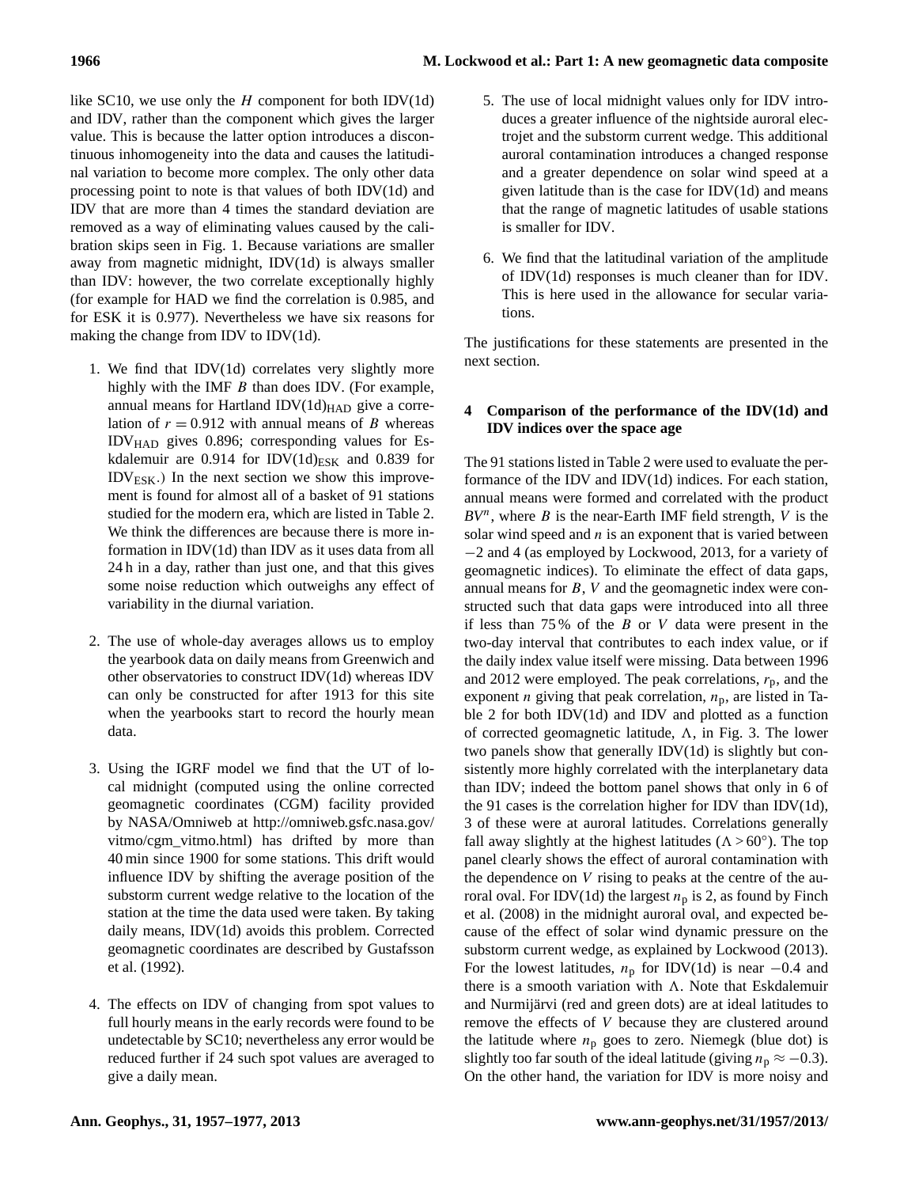like SC10, we use only the $H$ component for both IDV(1d) and IDV, rather than the component which gives the larger value. This is because the latter option introduces a discontinuous inhomogeneity into the data and causes the latitudinal variation to become more complex. The only other data processing point to note is that values of both IDV(1d) and IDV that are more than 4 times the standard deviation are removed as a way of eliminating values caused by the calibration skips seen in Fig. 1. Because variations are smaller away from magnetic midnight, IDV(1d) is always smaller than IDV: however, the two correlate exceptionally highly (for example for HAD we find the correlation is 0.985, and for ESK it is 0.977). Nevertheless we have six reasons for making the change from IDV to IDV(1d).

1. We find that IDV(1d) correlates very slightly more highly with the IMF $B$ than does IDV. (For example, annual means for Hartland $\text{IDV(1d)}_{\text{HAD}}$ give a correlation of $r = 0.912$ with annual means of $B$ whereas $\text{IDV}_{\text{HAD}}$ gives 0.896; corresponding values for Eskdalemuir are 0.914 for $\text{IDV(1d)}_{\text{ESK}}$ and 0.839 for $\text{IDV}_{\text{ESK}}$.) In the next section we show this improvement is found for almost all of a basket of 91 stations studied for the modern era, which are listed in Table 2. We think the differences are because there is more information in IDV(1d) than IDV as it uses data from all 24 h in a day, rather than just one, and that this gives some noise reduction which outweighs any effect of variability in the diurnal variation.

2. The use of whole-day averages allows us to employ the yearbook data on daily means from Greenwich and other observatories to construct IDV(1d) whereas IDV can only be constructed for after 1913 for this site when the yearbooks start to record the hourly mean data.

3. Using the IGRF model we find that the UT of local midnight (computed using the online corrected geomagnetic coordinates (CGM) facility provided by NASA/Omniweb at http://omniweb.gsfc.nasa.gov/vitmo/cgm_vitmo.html) has drifted by more than 40 min since 1900 for some stations. This drift would influence IDV by shifting the average position of the substorm current wedge relative to the location of the station at the time the data used were taken. By taking daily means, IDV(1d) avoids this problem. Corrected geomagnetic coordinates are described by Gustafsson et al. (1992).

4. The effects on IDV of changing from spot values to full hourly means in the early records were found to be undetectable by SC10; nevertheless any error would be reduced further if 24 such spot values are averaged to give a daily mean.

5. The use of local midnight values only for IDV introduces a greater influence of the nightside auroral electrojet and the substorm current wedge. This additional auroral contamination introduces a changed response and a greater dependence on solar wind speed at a given latitude than is the case for IDV(1d) and means that the range of magnetic latitudes of usable stations is smaller for IDV.

6. We find that the latitudinal variation of the amplitude of IDV(1d) responses is much cleaner than for IDV. This is here used in the allowance for secular variations.

The justifications for these statements are presented in the next section.

## 4 Comparison of the performance of the IDV(1d) and IDV indices over the space age

The 91 stations listed in Table 2 were used to evaluate the performance of the IDV and IDV(1d) indices. For each station, annual means were formed and correlated with the product $BV^n$, where $B$ is the near-Earth IMF field strength, $V$ is the solar wind speed and $n$ is an exponent that is varied between $-2$ and 4 (as employed by Lockwood, 2013, for a variety of geomagnetic indices). To eliminate the effect of data gaps, annual means for $B$, $V$ and the geomagnetic index were constructed such that data gaps were introduced into all three if less than 75 % of the $B$ or $V$ data were present in the two-day interval that contributes to each index value, or if the daily index value itself were missing. Data between 1996 and 2012 were employed. The peak correlations, $r_{\text{p}}$, and the exponent $n$ giving that peak correlation, $n_{\text{p}}$, are listed in Table 2 for both IDV(1d) and IDV and plotted as a function of corrected geomagnetic latitude, $\Lambda$, in Fig. 3. The lower two panels show that generally IDV(1d) is slightly but consistently more highly correlated with the interplanetary data than IDV; indeed the bottom panel shows that only in 6 of the 91 cases is the correlation higher for IDV than IDV(1d), 3 of these were at auroral latitudes. Correlations generally fall away slightly at the highest latitudes ($\Lambda > 60°$). The top panel clearly shows the effect of auroral contamination with the dependence on $V$ rising to peaks at the centre of the auroral oval. For IDV(1d) the largest $n_{\text{p}}$ is 2, as found by Finch et al. (2008) in the midnight auroral oval, and expected because of the effect of solar wind dynamic pressure on the substorm current wedge, as explained by Lockwood (2013). For the lowest latitudes, $n_{\text{p}}$ for IDV(1d) is near $-0.4$ and there is a smooth variation with $\Lambda$. Note that Eskdalemuir and Nurmijärvi (red and green dots) are at ideal latitudes to remove the effects of $V$ because they are clustered around the latitude where $n_{\text{p}}$ goes to zero. Niemegk (blue dot) is slightly too far south of the ideal latitude (giving $n_{\text{p}} \approx -0.3$). On the other hand, the variation for IDV is more noisy and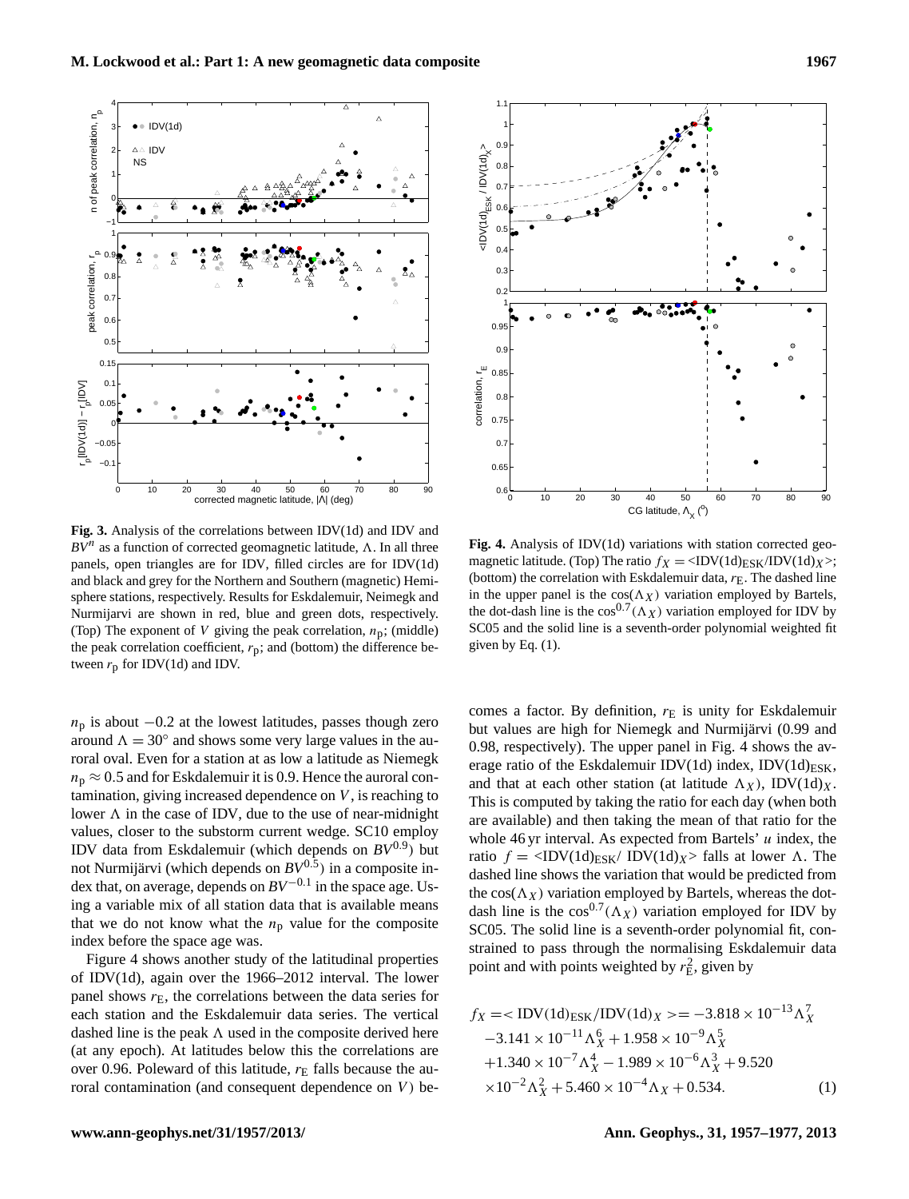**Fig. 3.** Analysis of the correlations between IDV(1d) and IDV and $BV^n$ as a function of corrected geomagnetic latitude, Λ. In all three panels, open triangles are for IDV, filled circles are for IDV(1d) and black and grey for the Northern and Southern (magnetic) Hemisphere stations, respectively. Results for Eskdalemuir, Neimegk and Nurmijarvi are shown in red, blue and green dots, respectively. (Top) The exponent of $V$ giving the peak correlation, $n_p$; (middle) the peak correlation coefficient, $r_p$; and (bottom) the difference between $r_p$ for IDV(1d) and IDV.

**Fig. 4.** Analysis of IDV(1d) variations with station corrected geomagnetic latitude. (Top) The ratio $f_X = \langle \mathrm{IDV(1d)_{ESK}/IDV(1d)}_X \rangle$; (bottom) the correlation with Eskdalemuir data, $r_E$. The dashed line in the upper panel is the $\cos(\Lambda_X)$ variation employed by Bartels, the dot-dash line is the $\cos^{0.7}(\Lambda_X)$ variation employed for IDV by SC05 and the solid line is a seventh-order polynomial weighted fit given by Eq. (1).

$n_p$ is about −0.2 at the lowest latitudes, passes though zero around $\Lambda = 30°$ and shows some very large values in the auroral oval. Even for a station at as low a latitude as Niemegk $n_p \approx 0.5$ and for Eskdalemuir it is 0.9. Hence the auroral contamination, giving increased dependence on $V$, is reaching to lower Λ in the case of IDV, due to the use of near-midnight values, closer to the substorm current wedge. SC10 employ IDV data from Eskdalemuir (which depends on $BV^{0.9}$) but not Nurmijärvi (which depends on $BV^{0.5}$) in a composite index that, on average, depends on $BV^{-0.1}$ in the space age. Using a variable mix of all station data that is available means that we do not know what the $n_p$ value for the composite index before the space age was.

Figure 4 shows another study of the latitudinal properties of IDV(1d), again over the 1966–2012 interval. The lower panel shows $r_E$, the correlations between the data series for each station and the Eskdalemuir data series. The vertical dashed line is the peak Λ used in the composite derived here (at any epoch). At latitudes below this the correlations are over 0.96. Poleward of this latitude, $r_E$ falls because the auroral contamination (and consequent dependence on $V$) becomes a factor. By definition, $r_E$ is unity for Eskdalemuir but values are high for Niemegk and Nurmijärvi (0.99 and 0.98, respectively). The upper panel in Fig. 4 shows the average ratio of the Eskdalemuir IDV(1d) index, $\mathrm{IDV(1d)_{ESK}}$, and that at each other station (at latitude $\Lambda_X$), $\mathrm{IDV(1d)}_X$. This is computed by taking the ratio for each day (when both are available) and then taking the mean of that ratio for the whole 46 yr interval. As expected from Bartels' $u$ index, the ratio $f = \langle \mathrm{IDV(1d)_{ESK}/\ IDV(1d)}_X \rangle$ falls at lower Λ. The dashed line shows the variation that would be predicted from the $\cos(\Lambda_X)$ employed by Bartels, whereas the dot-dash line is the $\cos^{0.7}(\Lambda_X)$ variation employed for IDV by SC05. The solid line is a seventh-order polynomial fit, constrained to pass through the normalising Eskdalemuir data point and with points weighted by $r_E^2$, given by

$$
\begin{aligned}
f_X = \langle \mathrm{IDV(1d)_{ESK}/IDV(1d)}_X \rangle = & -3.818 \times 10^{-13}\Lambda_X^7 \\
& -3.141 \times 10^{-11}\Lambda_X^6 + 1.958 \times 10^{-9}\Lambda_X^5 \\
& +1.340 \times 10^{-7}\Lambda_X^4 - 1.989 \times 10^{-6}\Lambda_X^3 + 9.520 \\
& \times 10^{-2}\Lambda_X^2 + 5.460 \times 10^{-4}\Lambda_X + 0.534. \qquad (1)
\end{aligned}
$$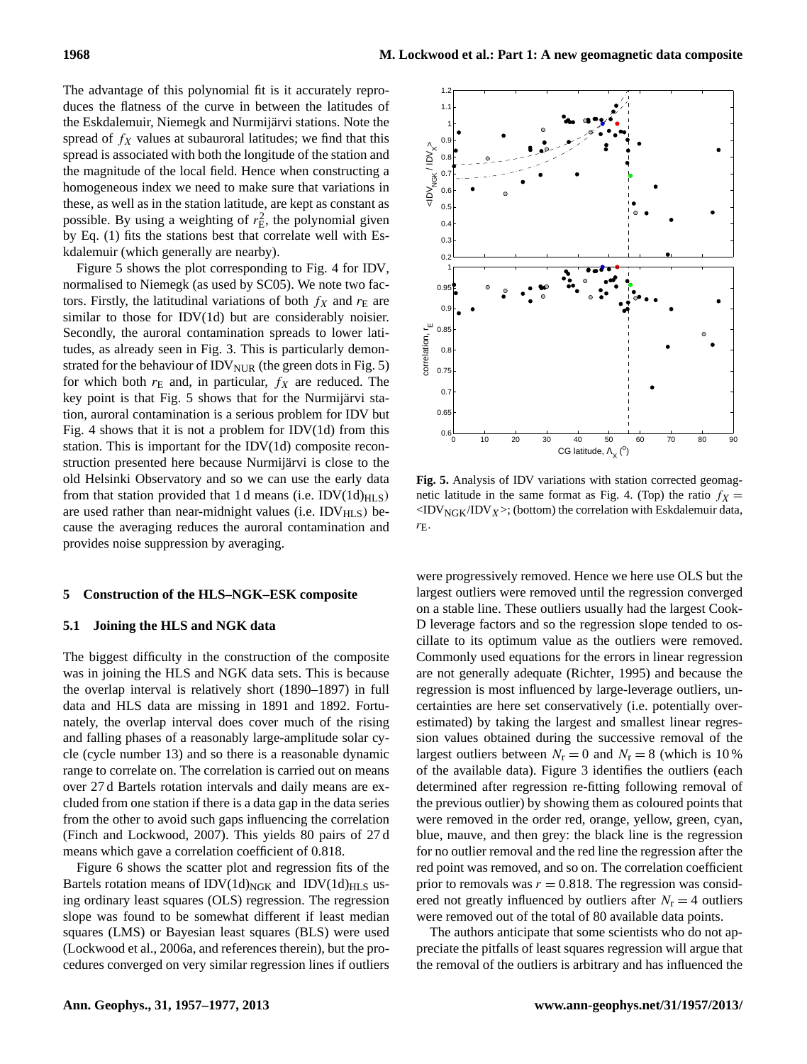The advantage of this polynomial fit is it accurately reproduces the flatness of the curve in between the latitudes of the Eskdalemuir, Niemegk and Nurmijärvi stations. Note the spread of $f_X$ values at subauroral latitudes; we find that this spread is associated with both the longitude of the station and the magnitude of the local field. Hence when constructing a homogeneous index we need to make sure that variations in these, as well as in the station latitude, are kept as constant as possible. By using a weighting of $r_E^2$, the polynomial given by Eq. (1) fits the stations best that correlate well with Eskdalemuir (which generally are nearby).

Figure 5 shows the plot corresponding to Fig. 4 for IDV, normalised to Niemegk (as used by SC05). We note two factors. Firstly, the latitudinal variations of both $f_X$ and $r_E$ are similar to those for IDV(1d) but are considerably noisier. Secondly, the auroral contamination spreads to lower latitudes, as already seen in Fig. 3. This is particularly demonstrated for the behaviour of $IDV_{NUR}$ (the green dots in Fig. 5) for which both $r_E$ and, in particular, $f_X$ are reduced. The key point is that Fig. 5 shows that for the Nurmijärvi station, auroral contamination is a serious problem for IDV but Fig. 4 shows that it is not a problem for IDV(1d) from this station. This is important for the IDV(1d) composite reconstruction presented here because Nurmijärvi is close to the old Helsinki Observatory and so we can use the early data from that station provided that 1 d means (i.e. $IDV(1d)_{HLS}$) are used rather than near-midnight values (i.e. $IDV_{HLS}$) because the averaging reduces the auroral contamination and provides noise suppression by averaging.

**Fig. 5.** Analysis of IDV variations with station corrected geomagnetic latitude in the same format as Fig. 4. (Top) the ratio $f_X = \langle IDV_{NGK}/IDV_X \rangle$; (bottom) the correlation with Eskdalemuir data, $r_E$.

## 5 Construction of the HLS–NGK–ESK composite

### 5.1 Joining the HLS and NGK data

The biggest difficulty in the construction of the composite was in joining the HLS and NGK data sets. This is because the overlap interval is relatively short (1890–1897) in full data and HLS data are missing in 1891 and 1892. Fortunately, the overlap interval does cover much of the rising and falling phases of a reasonably large-amplitude solar cycle (cycle number 13) and so there is a reasonable dynamic range to correlate on. The correlation is carried out on means over 27 d Bartels rotation intervals and daily means are excluded from one station if there is a data gap in the data series from the other to avoid such gaps influencing the correlation (Finch and Lockwood, 2007). This yields 80 pairs of 27 d means which gave a correlation coefficient of 0.818.

Figure 6 shows the scatter plot and regression fits of the Bartels rotation means of $IDV(1d)_{NGK}$ and $IDV(1d)_{HLS}$ using ordinary least squares (OLS) regression. The regression slope was found to be somewhat different if least median squares (LMS) or Bayesian least squares (BLS) were used (Lockwood et al., 2006a, and references therein), but the procedures converged on very similar regression lines if outliers were progressively removed. Hence we here use OLS but the largest outliers were removed until the regression converged on a stable line. These outliers usually had the largest Cook-D leverage factors and so the regression slope tended to oscillate to its optimum value as the outliers were removed. Commonly used equations for the errors in linear regression are not generally adequate (Richter, 1995) and because the regression is most influenced by large-leverage outliers, uncertainties are here set conservatively (i.e. potentially overestimated) by taking the largest and smallest linear regression values obtained during the successive removal of the largest outliers between $N_r = 0$ and $N_r = 8$ (which is 10 % of the available data). Figure 3 identifies the outliers (each determined after regression re-fitting following removal of the previous outlier) by showing them as coloured points that were removed in the order red, orange, yellow, green, cyan, blue, mauve, and then grey: the black line is the regression for no outlier removal and the red line the regression after the red point was removed, and so on. The correlation coefficient prior to removals was $r = 0.818$. The regression was considered not greatly influenced by outliers after $N_r = 4$ outliers were removed out of the total of 80 available data points.

The authors anticipate that some scientists who do not appreciate the pitfalls of least squares regression will argue that the removal of the outliers is arbitrary and has influenced the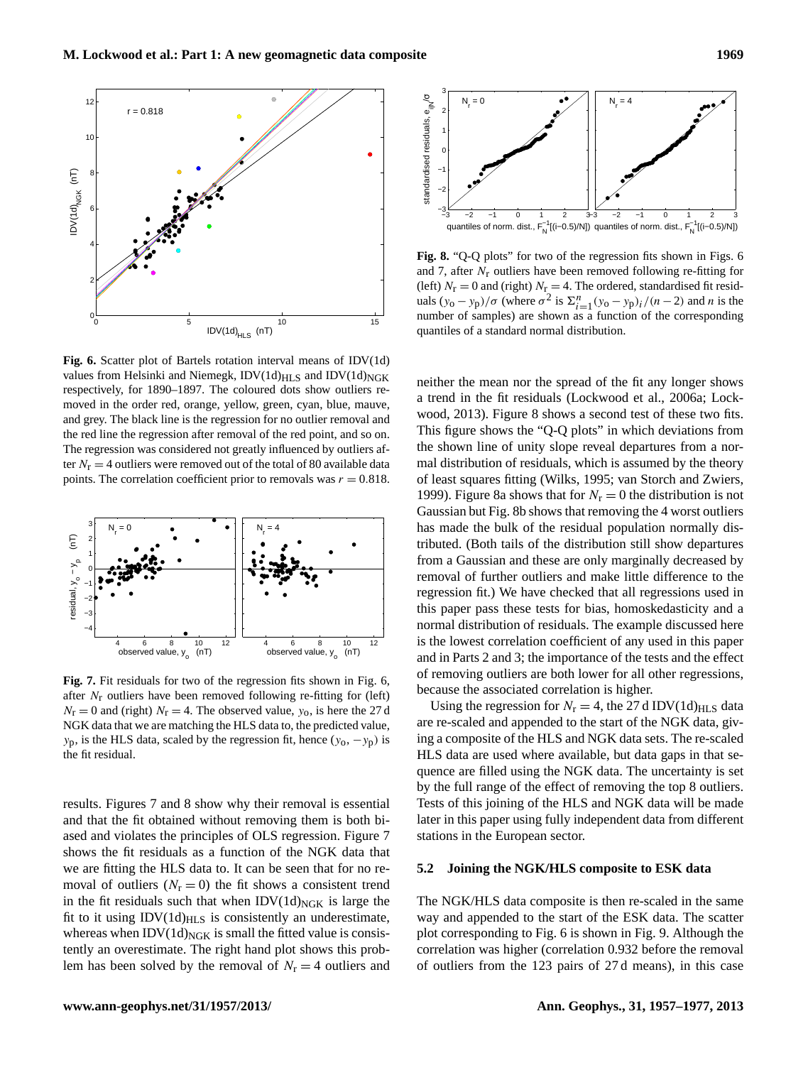**Fig. 6.** Scatter plot of Bartels rotation interval means of IDV(1d) values from Helsinki and Niemegk, $\text{IDV(1d)}_{\text{HLS}}$ and $\text{IDV(1d)}_{\text{NGK}}$ respectively, for 1890–1897. The coloured dots show outliers removed in the order red, orange, yellow, green, cyan, blue, mauve, and grey. The black line is the regression for no outlier removal and the red line the regression after removal of the red point, and so on. The regression was considered not greatly influenced by outliers after $N_r = 4$ outliers were removed out of the total of 80 available data points. The correlation coefficient prior to removals was $r = 0.818$.

**Fig. 7.** Fit residuals for two of the regression fits shown in Fig. 6, after $N_r$ outliers have been removed following re-fitting for (left) $N_r = 0$ and (right) $N_r = 4$. The observed value, $y_o$, is here the 27 d NGK data that we are matching the HLS data to, the predicted value, $y_p$, is the HLS data, scaled by the regression fit, hence $(y_o, -y_p)$ is the fit residual.

results. Figures 7 and 8 show why their removal is essential and that the fit obtained without removing them is both biased and violates the principles of OLS regression. Figure 7 shows the fit residuals as a function of the NGK data that we are fitting the HLS data to. It can be seen that for no removal of outliers ($N_r = 0$) the fit shows a consistent trend in the fit residuals such that when $\text{IDV(1d)}_{\text{NGK}}$ is large the fit to it using $\text{IDV(1d)}_{\text{HLS}}$ is consistently an underestimate, whereas when $\text{IDV(1d)}_{\text{NGK}}$ is small the fitted value is consistently an overestimate. The right hand plot shows this problem has been solved by the removal of $N_r = 4$ outliers and neither the mean nor the spread of the fit any longer shows a trend in the fit residuals (Lockwood et al., 2006a; Lockwood, 2013). Figure 8 shows a second test of these two fits. This figure shows the "Q-Q plots" in which deviations from the shown line of unity slope reveal departures from a normal distribution of residuals, which is assumed by the theory of least squares fitting (Wilks, 1995; van Storch and Zwiers, 1999). Figure 8a shows that for $N_r = 0$ the distribution is not Gaussian but Fig. 8b shows that removing the 4 worst outliers has made the bulk of the residual population normally distributed. (Both tails of the distribution still show departures from a Gaussian and these are only marginally decreased by removal of further outliers and make little difference to the regression fit.) We have checked that all regressions used in this paper pass these tests for bias, homoskedasticity and a normal distribution of residuals. The example discussed here is the lowest correlation coefficient of any used in this paper and in Parts 2 and 3; the importance of the tests and the effect of removing outliers are both lower for all other regressions, because the associated correlation is higher.

**Fig. 8.** "Q-Q plots" for two of the regression fits shown in Figs. 6 and 7, after $N_r$ outliers have been removed following re-fitting for (left) $N_r = 0$ and (right) $N_r = 4$. The ordered, standardised fit residuals $(y_o - y_p)/\sigma$ (where $\sigma^2$ is $\Sigma_{i=1}^{n}(y_o - y_p)_i/(n-2)$ and $n$ is the number of samples) are shown as a function of the corresponding quantiles of a standard normal distribution.

Using the regression for $N_r = 4$, the 27 d $\text{IDV(1d)}_{\text{HLS}}$ data are re-scaled and appended to the start of the NGK data, giving a composite of the HLS and NGK data sets. The re-scaled HLS data are used where available, but data gaps in that sequence are filled using the NGK data. The uncertainty is set by the full range of the effect of removing the top 8 outliers. Tests of this joining of the HLS and NGK data will be made later in this paper using fully independent data from different stations in the European sector.

### 5.2 Joining the NGK/HLS composite to ESK data

The NGK/HLS data composite is then re-scaled in the same way and appended to the start of the ESK data. The scatter plot corresponding to Fig. 6 is shown in Fig. 9. Although the correlation was higher (correlation 0.932 before the removal of outliers from the 123 pairs of 27 d means), in this case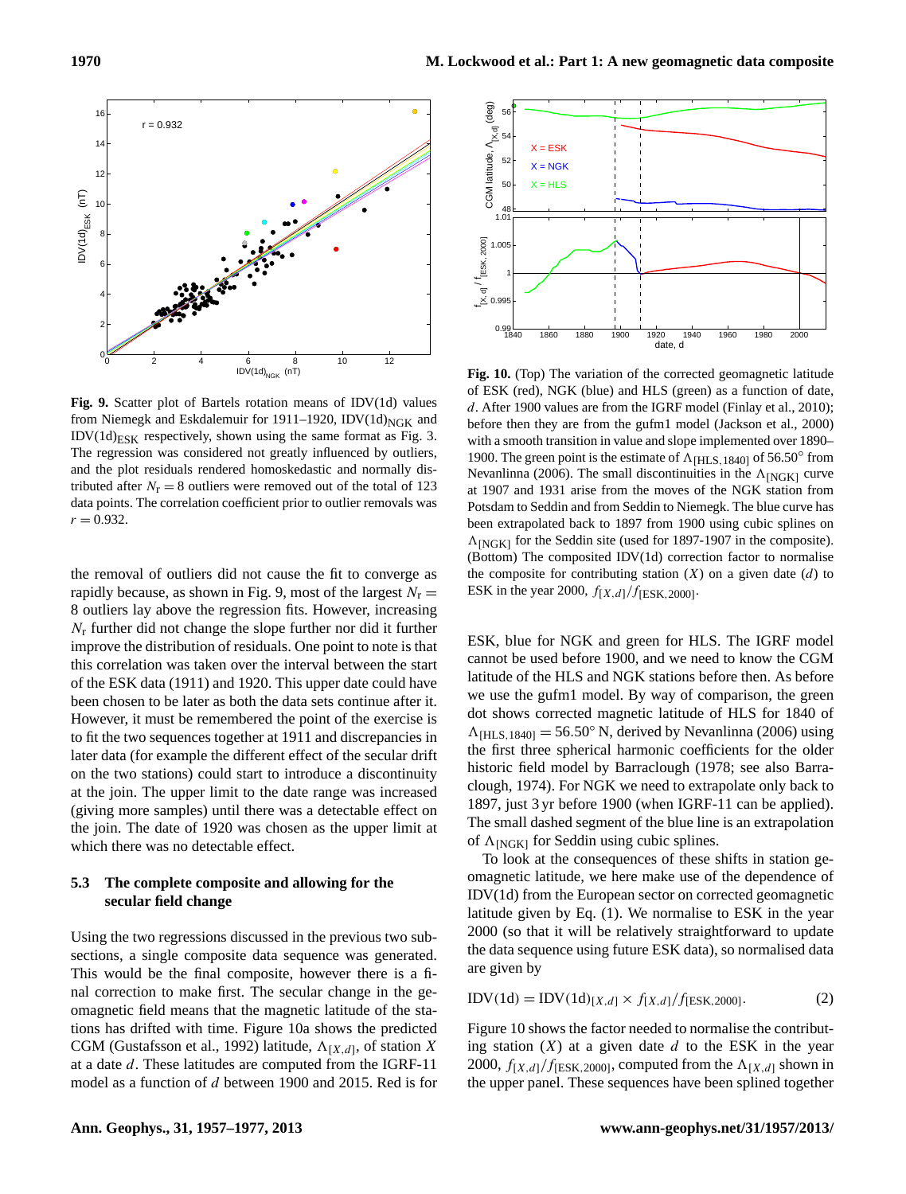**Fig. 9.** Scatter plot of Bartels rotation means of IDV(1d) values from Niemegk and Eskdalemuir for 1911–1920, $\mathrm{IDV(1d)_{NGK}}$ and $\mathrm{IDV(1d)_{ESK}}$ respectively, shown using the same format as Fig. 3. The regression was considered not greatly influenced by outliers, and the plot residuals rendered homoskedastic and normally distributed after $N_r = 8$ outliers were removed out of the total of 123 data points. The correlation coefficient prior to outlier removals was $r = 0.932$.

the removal of outliers did not cause the fit to converge as rapidly because, as shown in Fig. 9, most of the largest $N_r = 8$ outliers lay above the regression fits. However, increasing $N_r$ further did not change the slope further nor did it further improve the distribution of residuals. One point to note is that this correlation was taken over the interval between the start of the ESK data (1911) and 1920. This upper date could have been chosen to be later as both the data sets continue after it. However, it must be remembered the point of the exercise is to fit the two sequences together at 1911 and discrepancies in later data (for example the different effect of the secular drift on the two stations) could start to introduce a discontinuity at the join. The upper limit to the date range was increased (giving more samples) until there was a detectable effect on the join. The date of 1920 was chosen as the upper limit at which there was no detectable effect.

### 5.3 The complete composite and allowing for the secular field change

Using the two regressions discussed in the previous two subsections, a single composite data sequence was generated. This would be the final composite, however there is a final correction to make first. The secular change in the geomagnetic field means that the magnetic latitude of the stations has drifted with time. Figure 10a shows the predicted CGM (Gustafsson et al., 1992) latitude, $\Lambda_{[X,d]}$, of station $X$ at a date $d$. These latitudes are computed from the IGRF-11 model as a function of $d$ between 1900 and 2015. Red is for ESK, blue for NGK and green for HLS. The IGRF model cannot be used before 1900, and we need to know the CGM latitude of the HLS and NGK stations before then. As before we use the gufm1 model. By way of comparison, the green dot shows corrected magnetic latitude of HLS for 1840 of $\Lambda_{[\mathrm{HLS},1840]} = 56.50°$ N, derived by Nevanlinna (2006) using the first three spherical harmonic coefficients for the older historic field model by Barraclough (1978; see also Barraclough, 1974). For NGK we need to extrapolate only back to 1897, just 3 yr before 1900 (when IGRF-11 can be applied). The small dashed segment of the blue line is an extrapolation of $\Lambda_{[\mathrm{NGK}]}$ for Seddin using cubic splines.

**Fig. 10.** (Top) The variation of the corrected geomagnetic latitude of ESK (red), NGK (blue) and HLS (green) as a function of date, $d$. After 1900 values are from the IGRF model (Finlay et al., 2010); before then they are from the gufm1 model (Jackson et al., 2000) with a smooth transition in value and slope implemented over 1890–1900. The green point is the estimate of $\Lambda_{[\mathrm{HLS},1840]}$ of 56.50° from Nevanlinna (2006). The small discontinuities in the $\Lambda_{[\mathrm{NGK}]}$ curve at 1907 and 1931 arise from the moves of the NGK station from Potsdam to Seddin and from Seddin to Niemegk. The blue curve has been extrapolated back to 1897 from 1900 using cubic splines on $\Lambda_{[\mathrm{NGK}]}$ for the Seddin site (used for 1897-1907 in the composite). (Bottom) The composited IDV(1d) correction factor to normalise the composite for contributing station ($X$) on a given date ($d$) to ESK in the year 2000, $f_{[X,d]}/f_{[\mathrm{ESK},2000]}$.

To look at the consequences of these shifts in station geomagnetic latitude, we here make use of the dependence of IDV(1d) from the European sector on corrected geomagnetic latitude given by Eq. (1). We normalise to ESK in the year 2000 (so that it will be relatively straightforward to update the data sequence using future ESK data), so normalised data are given by

$$\mathrm{IDV(1d)} = \mathrm{IDV(1d)}_{[X,d]} \times f_{[X,d]}/f_{[\mathrm{ESK},2000]}. \qquad (2)$$

Figure 10 shows the factor needed to normalise the contributing station ($X$) at a given date $d$ to the ESK in the year 2000, $f_{[X,d]}/f_{[\mathrm{ESK},2000]}$, computed from the $\Lambda_{[X,d]}$ shown in the upper panel. These sequences have been splined together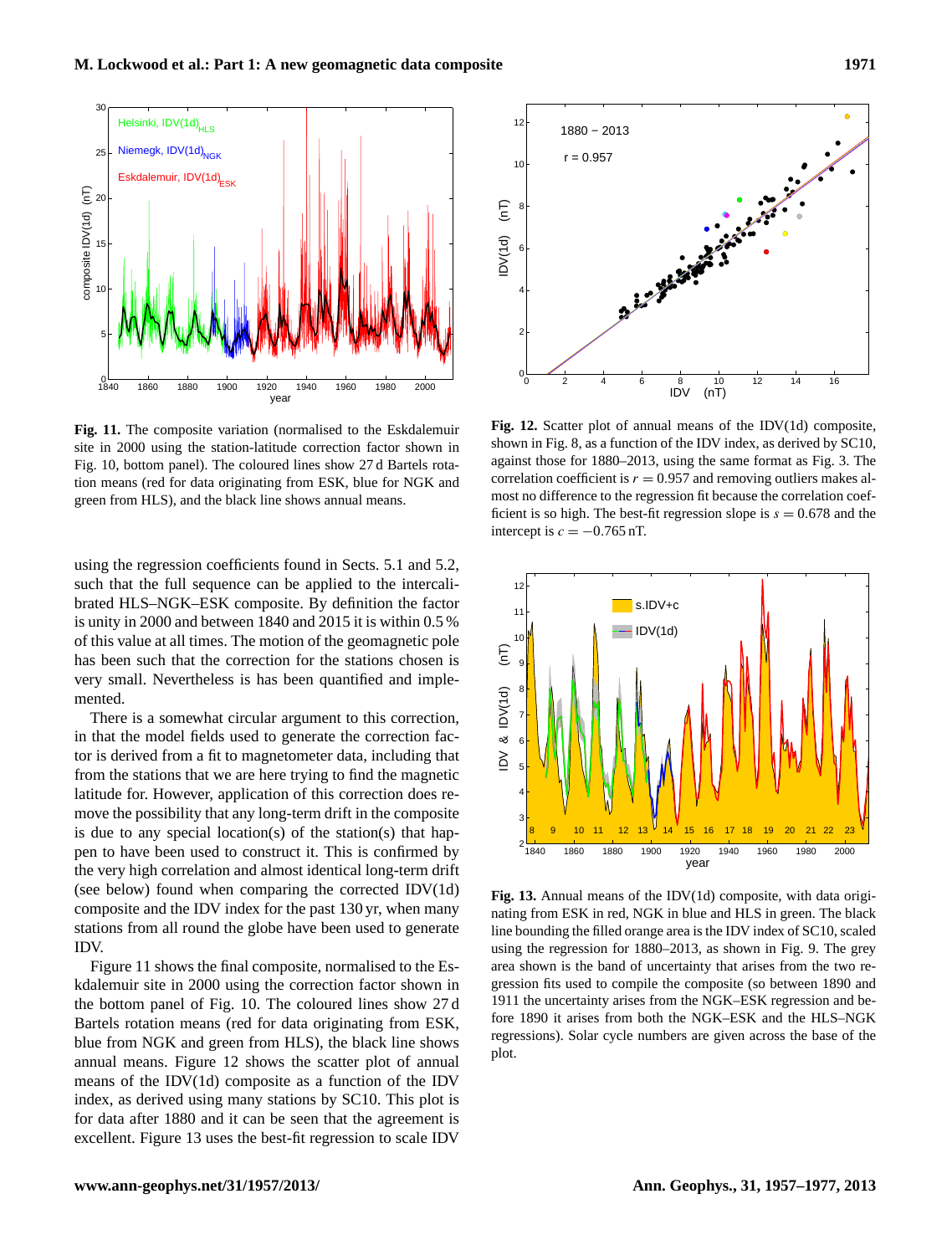**Fig. 11.** The composite variation (normalised to the Eskdalemuir site in 2000 using the station-latitude correction factor shown in Fig. 10, bottom panel). The coloured lines show 27 d Bartels rotation means (red for data originating from ESK, blue for NGK and green from HLS), and the black line shows annual means.

**Fig. 12.** Scatter plot of annual means of the IDV(1d) composite, shown in Fig. 8, as a function of the IDV index, as derived by SC10, against those for 1880–2013, using the same format as Fig. 3. The correlation coefficient is $r = 0.957$ and removing outliers makes almost no difference to the regression fit because the correlation coefficient is so high. The best-fit regression slope is $s = 0.678$ and the intercept is $c = -0.765$ nT.

using the regression coefficients found in Sects. 5.1 and 5.2, such that the full sequence can be applied to the intercalibrated HLS–NGK–ESK composite. By definition the factor is unity in 2000 and between 1840 and 2015 it is within 0.5 % of this value at all times. The motion of the geomagnetic pole has been such that the correction for the stations chosen is very small. Nevertheless is has been quantified and implemented.

There is a somewhat circular argument to this correction, in that the model fields used to generate the correction factor is derived from a fit to magnetometer data, including that from the stations that we are here trying to find the magnetic latitude for. However, application of this correction does remove the possibility that any long-term drift in the composite is due to any special location(s) of the station(s) that happen to have been used to construct it. This is confirmed by the very high correlation and almost identical long-term drift (see below) found when comparing the corrected IDV(1d) composite and the IDV index for the past 130 yr, when many stations from all round the globe have been used to generate IDV.

Figure 11 shows the final composite, normalised to the Eskdalemuir site in 2000 using the correction factor shown in the bottom panel of Fig. 10. The coloured lines show 27 d Bartels rotation means (red for data originating from ESK, blue from NGK and green from HLS), the black line shows annual means. Figure 12 shows the scatter plot of annual means of the IDV(1d) composite as a function of the IDV index, as derived using many stations by SC10. This plot is for data after 1880 and it can be seen that the agreement is excellent. Figure 13 uses the best-fit regression to scale IDV

**Fig. 13.** Annual means of the IDV(1d) composite, with data originating from ESK in red, NGK in blue and HLS in green. The black line bounding the filled orange area is the IDV index of SC10, scaled using the regression for 1880–2013, as shown in Fig. 9. The grey area shown is the band of uncertainty that arises from the two regression fits used to compile the composite (so between 1890 and 1911 the uncertainty arises from the NGK–ESK regression and before 1890 it arises from both the NGK–ESK and the HLS–NGK regressions). Solar cycle numbers are given across the base of the plot.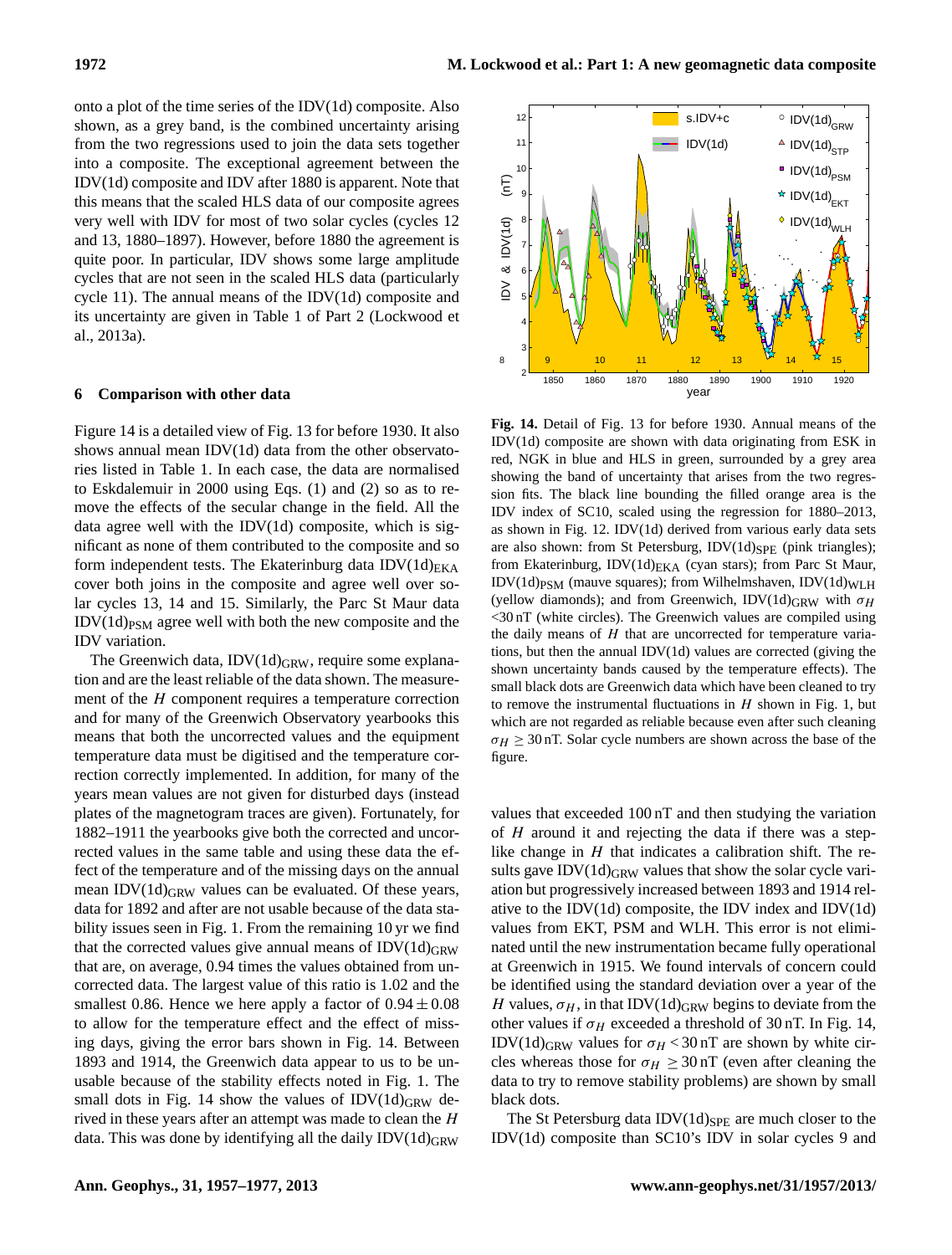onto a plot of the time series of the IDV(1d) composite. Also shown, as a grey band, is the combined uncertainty arising from the two regressions used to join the data sets together into a composite. The exceptional agreement between the IDV(1d) composite and IDV after 1880 is apparent. Note that this means that the scaled HLS data of our composite agrees very well with IDV for most of two solar cycles (cycles 12 and 13, 1880–1897). However, before 1880 the agreement is quite poor. In particular, IDV shows some large amplitude cycles that are not seen in the scaled HLS data (particularly cycle 11). The annual means of the IDV(1d) composite and its uncertainty are given in Table 1 of Part 2 (Lockwood et al., 2013a).

## 6 Comparison with other data

Figure 14 is a detailed view of Fig. 13 for before 1930. It also shows annual mean IDV(1d) data from the other observatories listed in Table 1. In each case, the data are normalised to Eskdalemuir in 2000 using Eqs. (1) and (2) so as to remove the effects of the secular change in the field. All the data agree well with the IDV(1d) composite, which is significant as none of them contributed to the composite and so form independent tests. The Ekaterinburg data IDV(1d)$_{EKA}$ cover both joins in the composite and agree well over solar cycles 13, 14 and 15. Similarly, the Parc St Maur data IDV(1d)$_{PSM}$ agree well with both the new composite and the IDV variation.

The Greenwich data, IDV(1d)$_{GRW}$, require some explanation and are the least reliable of the data shown. The measurement of the $H$ component requires a temperature correction and for many of the Greenwich Observatory yearbooks this means that both the uncorrected values and the equipment temperature data must be digitised and the temperature correction correctly implemented. In addition, for many of the years mean values are not given for disturbed days (instead plates of the magnetogram traces are given). Fortunately, for 1882–1911 the yearbooks give both the corrected and uncorrected values in the same table and using these data the effect of the temperature and of the missing days on the annual mean IDV(1d)$_{GRW}$ values can be evaluated. Of these years, data for 1892 and after are not usable because of the data stability issues seen in Fig. 1. From the remaining 10 yr we find that the corrected values give annual means of IDV(1d)$_{GRW}$ that are, on average, 0.94 times the values obtained from uncorrected data. The largest value of this ratio is 1.02 and the smallest 0.86. Hence we here apply a factor of $0.94 \pm 0.08$ to allow for the temperature effect and the effect of missing days, giving the error bars shown in Fig. 14. Between 1893 and 1914, the Greenwich data appear to us to be unusable because of the stability effects noted in Fig. 1. The small dots in Fig. 14 show the values of IDV(1d)$_{GRW}$ derived in these years after an attempt was made to clean the $H$ data. This was done by identifying all the daily IDV(1d)$_{GRW}$ values that exceeded 100 nT and then studying the variation of $H$ around it and rejecting the data if there was a step-like change in $H$ that indicates a calibration shift. The results gave IDV(1d)$_{GRW}$ values that show the solar cycle variation but progressively increased between 1893 and 1914 relative to the IDV(1d) composite, the IDV index and IDV(1d) values from EKT, PSM and WLH. This error is not eliminated until the new instrumentation became fully operational at Greenwich in 1915. We found intervals of concern could be identified using the standard deviation over a year of the $H$ values, $\sigma_H$, in that IDV(1d)$_{GRW}$ begins to deviate from the other values if $\sigma_H$ exceeded a threshold of 30 nT. In Fig. 14, IDV(1d)$_{GRW}$ values for $\sigma_H < 30$ nT are shown by white circles whereas those for $\sigma_H \geq 30$ nT (even after cleaning the data to try to remove stability problems) are shown by small black dots.

The St Petersburg data IDV(1d)$_{SPE}$ are much closer to the IDV(1d) composite than SC10's IDV in solar cycles 9 and

**Fig. 14.** Detail of Fig. 13 for before 1930. Annual means of the IDV(1d) composite are shown with data originating from ESK in red, NGK in blue and HLS in green, surrounded by a grey area showing the band of uncertainty that arises from the two regression fits. The black line bounding the filled orange area is the IDV index of SC10, scaled using the regression for 1880–2013, as shown in Fig. 12. IDV(1d) derived from various early data sets are also shown: from St Petersburg, IDV(1d)$_{SPE}$ (pink triangles); from Ekaterinburg, IDV(1d)$_{EKA}$ (cyan stars); from Parc St Maur, IDV(1d)$_{PSM}$ (mauve squares); from Wilhelmshaven, IDV(1d)$_{WLH}$ (yellow diamonds); and from Greenwich, IDV(1d)$_{GRW}$ with $\sigma_H$ <30 nT (white circles). The Greenwich values are compiled using the daily means of $H$ that are uncorrected for temperature variations, but then the annual IDV(1d) values are corrected (giving the shown uncertainty bands caused by the temperature effects). The small black dots are Greenwich data which have been cleaned to try to remove the instrumental fluctuations in $H$ shown in Fig. 1, but which are not regarded as reliable because even after such cleaning $\sigma_H \geq 30$ nT. Solar cycle numbers are shown across the base of the figure.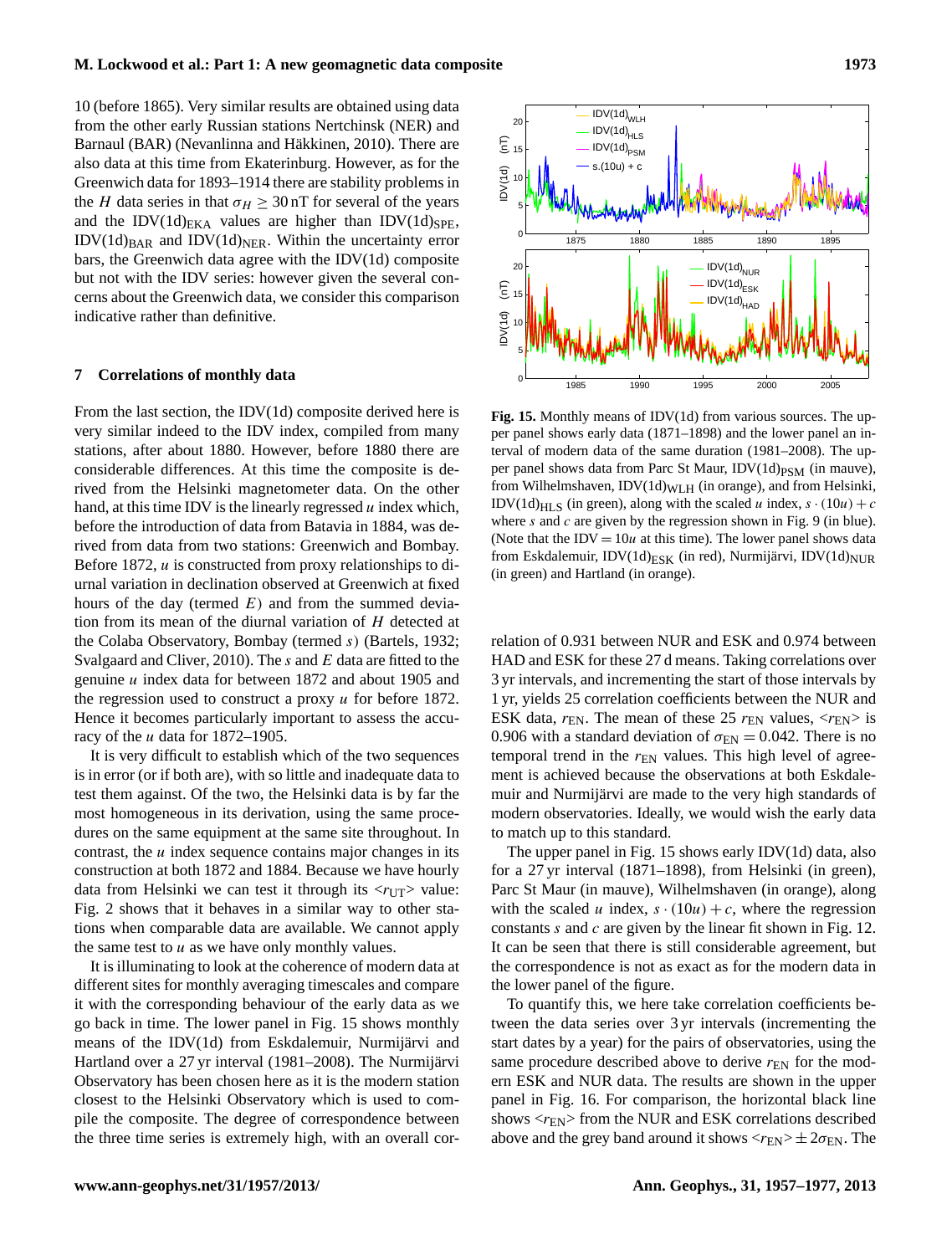10 (before 1865). Very similar results are obtained using data from the other early Russian stations Nertchinsk (NER) and Barnaul (BAR) (Nevanlinna and Häkkinen, 2010). There are also data at this time from Ekaterinburg. However, as for the Greenwich data for 1893–1914 there are stability problems in the $H$ data series in that $\sigma_H \geq 30$ nT for several of the years and the IDV(1d)$_{\mathrm{EKA}}$ values are higher than IDV(1d)$_{\mathrm{SPE}}$, IDV(1d)$_{\mathrm{BAR}}$ and IDV(1d)$_{\mathrm{NER}}$. Within the uncertainty error bars, the Greenwich data agree with the IDV(1d) composite but not with the IDV series: however given the several concerns about the Greenwich data, we consider this comparison indicative rather than definitive.

## 7 Correlations of monthly data

From the last section, the IDV(1d) composite derived here is very similar indeed to the IDV index, compiled from many stations, after about 1880. However, before 1880 there are considerable differences. At this time the composite is derived from the Helsinki magnetometer data. On the other hand, at this time IDV is the linearly regressed $u$ index which, before the introduction of data from Batavia in 1884, was derived from data from two stations: Greenwich and Bombay. Before 1872, $u$ is constructed from proxy relationships to diurnal variation in declination observed at Greenwich at fixed hours of the day (termed $E$) and from the summed deviation from its mean of the diurnal variation of $H$ detected at the Colaba Observatory, Bombay (termed $s$) (Bartels, 1932; Svalgaard and Cliver, 2010). The $s$ and $E$ data are fitted to the genuine $u$ index data for between 1872 and about 1905 and the regression used to construct a proxy $u$ for before 1872. Hence it becomes particularly important to assess the accuracy of the $u$ data for 1872–1905.

It is very difficult to establish which of the two sequences is in error (or if both are), with so little and inadequate data to test them against. Of the two, the Helsinki data is by far the most homogeneous in its derivation, using the same procedures on the same equipment at the same site throughout. In contrast, the $u$ index sequence contains major changes in its construction at both 1872 and 1884. Because we have hourly data from Helsinki we can test it through its $<r_{\mathrm{UT}}>$ value: Fig. 2 shows that it behaves in a similar way to other stations when comparable data are available. We cannot apply the same test to $u$ as we have only monthly values.

It is illuminating to look at the coherence of modern data at different sites for monthly averaging timescales and compare it with the corresponding behaviour of the early data as we go back in time. The lower panel in Fig. 15 shows monthly means of the IDV(1d) from Eskdalemuir, Nurmijärvi and Hartland over a 27 yr interval (1981–2008). The Nurmijärvi Observatory has been chosen here as it is the modern station closest to the Helsinki Observatory which is used to compile the composite. The degree of correspondence between the three time series is extremely high, with an overall correlation of 0.931 between NUR and ESK and 0.974 between HAD and ESK for these 27 d means. Taking correlations over 3 yr intervals, and incrementing the start of those intervals by 1 yr, yields 25 correlation coefficients between the NUR and ESK data, $r_{\mathrm{EN}}$. The mean of these 25 $r_{\mathrm{EN}}$ values, $<r_{\mathrm{EN}}>$ is 0.906 with a standard deviation of $\sigma_{\mathrm{EN}} = 0.042$. There is no temporal trend in the $r_{\mathrm{EN}}$ values. This high level of agreement is achieved because the observations at both Eskdalemuir and Nurmijärvi are made to the very high standards of modern observatories. Ideally, we would wish the early data to match up to this standard.

**Fig. 15.** Monthly means of IDV(1d) from various sources. The upper panel shows early data (1871–1898) and the lower panel an interval of modern data of the same duration (1981–2008). The upper panel shows data from Parc St Maur, IDV(1d)$_{\mathrm{PSM}}$ (in mauve), from Wilhelmshaven, IDV(1d)$_{\mathrm{WLH}}$ (in orange), and from Helsinki, IDV(1d)$_{\mathrm{HLS}}$ (in green), along with the scaled $u$ index, $s \cdot (10u) + c$ where $s$ and $c$ are given by the regression shown in Fig. 9 (in blue). (Note that the IDV $= 10u$ at this time). The lower panel shows data from Eskdalemuir, IDV(1d)$_{\mathrm{ESK}}$ (in red), Nurmijärvi, IDV(1d)$_{\mathrm{NUR}}$ (in green) and Hartland (in orange).

The upper panel in Fig. 15 shows early IDV(1d) data, also for a 27 yr interval (1871–1898), from Helsinki (in green), Parc St Maur (in mauve), Wilhelmshaven (in orange), along with the scaled $u$ index, $s \cdot (10u) + c$, where the regression constants $s$ and $c$ are given by the linear fit shown in Fig. 12. It can be seen that there is still considerable agreement, but the correspondence is not as exact as for the modern data in the lower panel of the figure.

To quantify this, we here take correlation coefficients between the data series over 3 yr intervals (incrementing the start dates by a year) for the pairs of observatories, using the same procedure described above to derive $r_{\mathrm{EN}}$ for the modern ESK and NUR data. The results are shown in the upper panel in Fig. 16. For comparison, the horizontal black line shows $<r_{\mathrm{EN}}>$ from the NUR and ESK correlations described above and the grey band around it shows $<r_{\mathrm{EN}}> \pm 2\sigma_{\mathrm{EN}}$. The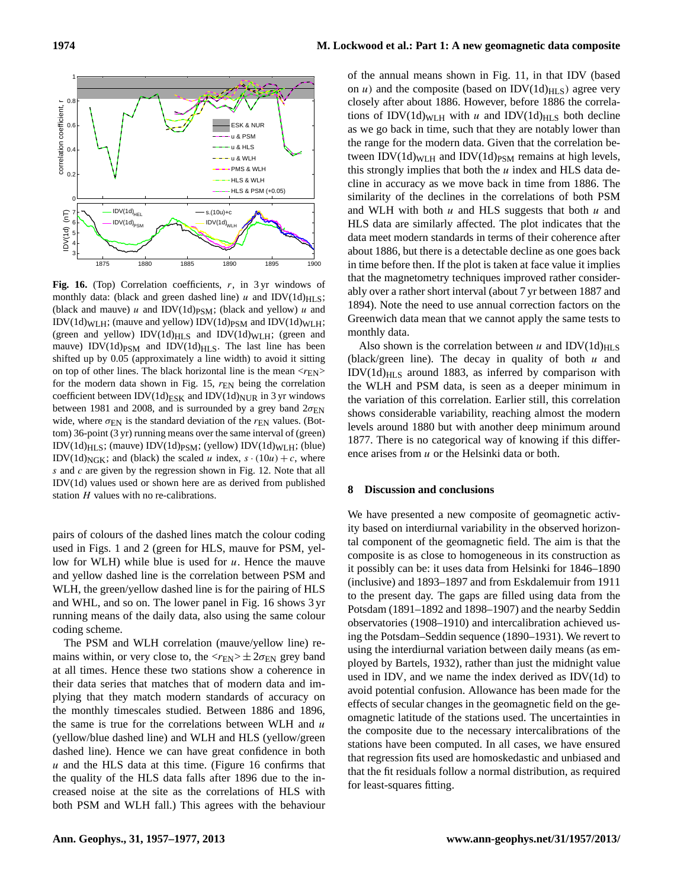**Fig. 16.** (Top) Correlation coefficients, $r$, in 3 yr windows of monthly data: (black and green dashed line) $u$ and IDV(1d)$_{\rm HLS}$; (black and mauve) $u$ and IDV(1d)$_{\rm PSM}$; (black and yellow) $u$ and IDV(1d)$_{\rm WLH}$; (mauve and yellow) IDV(1d)$_{\rm PSM}$ and IDV(1d)$_{\rm WLH}$; (green and yellow) IDV(1d)$_{\rm HLS}$ and IDV(1d)$_{\rm WLH}$; (green and mauve) IDV(1d)$_{\rm PSM}$ and IDV(1d)$_{\rm HLS}$. The last line has been shifted up by 0.05 (approximately a line width) to avoid it sitting on top of other lines. The black horizontal line is the mean $<r_{\rm EN}>$ for the modern data shown in Fig. 15, $r_{\rm EN}$ being the correlation coefficient between IDV(1d)$_{\rm ESK}$ and IDV(1d)$_{\rm NUR}$ in 3 yr windows between 1981 and 2008, and is surrounded by a grey band $2\sigma_{\rm EN}$ wide, where $\sigma_{\rm EN}$ is the standard deviation of the $r_{\rm EN}$ values. (Bottom) 36-point (3 yr) running means over the same interval of (green) IDV(1d)$_{\rm HLS}$; (mauve) IDV(1d)$_{\rm PSM}$; (yellow) IDV(1d)$_{\rm WLH}$; (blue) IDV(1d)$_{\rm NGK}$; and (black) the scaled $u$ index, $s\cdot(10u)+c$, where $s$ and $c$ are given by the regression shown in Fig. 12. Note that all IDV(1d) values used or shown here are as derived from published station $H$ values with no re-calibrations.

pairs of colours of the dashed lines match the colour coding used in Figs. 1 and 2 (green for HLS, mauve for PSM, yellow for WLH) while blue is used for $u$. Hence the mauve and yellow dashed line is the correlation between PSM and WLH, the green/yellow dashed line is for the pairing of HLS and WHL, and so on. The lower panel in Fig. 16 shows 3 yr running means of the daily data, also using the same colour coding scheme.

The PSM and WLH correlation (mauve/yellow line) remains within, or very close to, the $<r_{\rm EN}> \pm 2\sigma_{\rm EN}$ grey band at all times. Hence these two stations show a coherence in their data series that matches that of modern data and implying that they match modern standards of accuracy on the monthly timescales studied. Between 1886 and 1896, the same is true for the correlations between WLH and $u$ (yellow/blue dashed line) and WLH and HLS (yellow/green dashed line). Hence we can have great confidence in both $u$ and the HLS data at this time. (Figure 16 confirms that the quality of the HLS data falls after 1896 due to the increased noise at the site as the correlations of HLS with both PSM and WLH fall.) This agrees with the behaviour of the annual means shown in Fig. 11, in that IDV (based on $u$) and the composite (based on IDV(1d)$_{\rm HLS}$) agree very closely after about 1886. However, before 1886 the correlations of IDV(1d)$_{\rm WLH}$ with $u$ and IDV(1d)$_{\rm HLS}$ both decline as we go back in time, such that they are notably lower than the range for the modern data. Given that the correlation between IDV(1d)$_{\rm WLH}$ and IDV(1d)$_{\rm PSM}$ remains at high levels, this strongly implies that both the $u$ index and HLS data decline in accuracy as we move back in time from 1886. The similarity of the declines in the correlations of both PSM and WLH with both $u$ and HLS suggests that both $u$ and HLS data are similarly affected. The plot indicates that the data meet modern standards in terms of their coherence after about 1886, but there is a detectable decline as one goes back in time before then. If the plot is taken at face value it implies that the magnetometry techniques improved rather considerably over a rather short interval (about 7 yr between 1887 and 1894). Note the need to use annual correction factors on the Greenwich data mean that we cannot apply the same tests to monthly data.

Also shown is the correlation between $u$ and IDV(1d)$_{\rm HLS}$ (black/green line). The decay in quality of both $u$ and IDV(1d)$_{\rm HLS}$ around 1883, as inferred by comparison with the WLH and PSM data, is seen as a deeper minimum in the variation of this correlation. Earlier still, this correlation shows considerable variability, reaching almost the modern levels around 1880 but with another deep minimum around 1877. There is no categorical way of knowing if this difference arises from $u$ or the Helsinki data or both.

## 8 Discussion and conclusions

We have presented a new composite of geomagnetic activity based on interdiurnal variability in the observed horizontal component of the geomagnetic field. The aim is that the composite is as close to homogeneous in its construction as it possibly can be: it uses data from Helsinki for 1846–1890 (inclusive) and 1893–1897 and from Eskdalemuir from 1911 to the present day. The gaps are filled using data from the Potsdam (1891–1892 and 1898–1907) and the nearby Seddin observatories (1908–1910) and intercalibration achieved using the Potsdam–Seddin sequence (1890–1931). We revert to using the interdiurnal variation between daily means (as employed by Bartels, 1932), rather than just the midnight value used in IDV, and we name the index derived as IDV(1d) to avoid potential confusion. Allowance has been made for the effects of secular changes in the geomagnetic field on the geomagnetic latitude of the stations used. The uncertainties in the composite due to the necessary intercalibrations of the stations have been computed. In all cases, we have ensured that regression fits used are homoskedastic and unbiased and that the fit residuals follow a normal distribution, as required for least-squares fitting.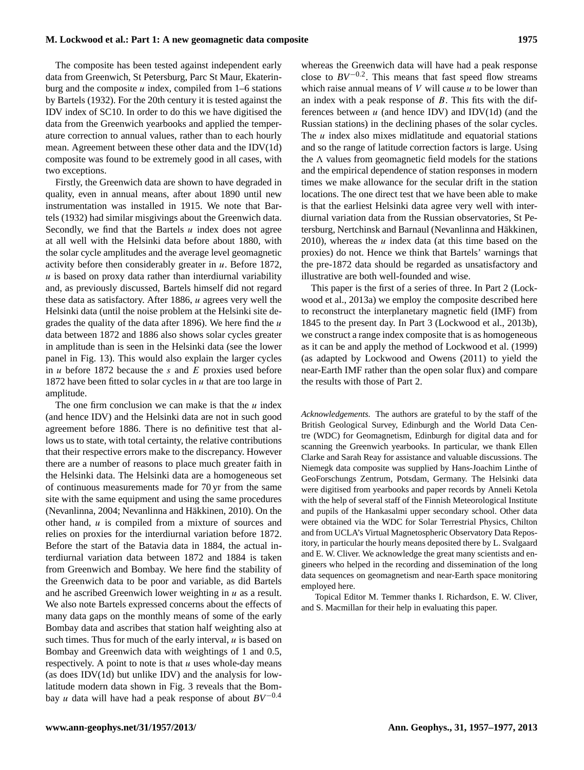The composite has been tested against independent early data from Greenwich, St Petersburg, Parc St Maur, Ekaterinburg and the composite $u$ index, compiled from 1–6 stations by Bartels (1932). For the 20th century it is tested against the IDV index of SC10. In order to do this we have digitised the data from the Greenwich yearbooks and applied the temperature correction to annual values, rather than to each hourly mean. Agreement between these other data and the IDV(1d) composite was found to be extremely good in all cases, with two exceptions.

Firstly, the Greenwich data are shown to have degraded in quality, even in annual means, after about 1890 until new instrumentation was installed in 1915. We note that Bartels (1932) had similar misgivings about the Greenwich data. Secondly, we find that the Bartels $u$ index does not agree at all well with the Helsinki data before about 1880, with the solar cycle amplitudes and the average level geomagnetic activity before then considerably greater in $u$. Before 1872, $u$ is based on proxy data rather than interdiurnal variability and, as previously discussed, Bartels himself did not regard these data as satisfactory. After 1886, $u$ agrees very well the Helsinki data (until the noise problem at the Helsinki site degrades the quality of the data after 1896). We here find the $u$ data between 1872 and 1886 also shows solar cycles greater in amplitude than is seen in the Helsinki data (see the lower panel in Fig. 13). This would also explain the larger cycles in $u$ before 1872 because the $s$ and $E$ proxies used before 1872 have been fitted to solar cycles in $u$ that are too large in amplitude.

The one firm conclusion we can make is that the $u$ index (and hence IDV) and the Helsinki data are not in such good agreement before 1886. There is no definitive test that allows us to state, with total certainty, the relative contributions that their respective errors make to the discrepancy. However there are a number of reasons to place much greater faith in the Helsinki data. The Helsinki data are a homogeneous set of continuous measurements made for 70 yr from the same site with the same equipment and using the same procedures (Nevanlinna, 2004; Nevanlinna and Häkkinen, 2010). On the other hand, $u$ is compiled from a mixture of sources and relies on proxies for the interdiurnal variation before 1872. Before the start of the Batavia data in 1884, the actual interdiurnal variation data between 1872 and 1884 is taken from Greenwich and Bombay. We here find the stability of the Greenwich data to be poor and variable, as did Bartels and he ascribed Greenwich lower weighting in $u$ as a result. We also note Bartels expressed concerns about the effects of many data gaps on the monthly means of some of the early Bombay data and ascribes that station half weighting also at such times. Thus for much of the early interval, $u$ is based on Bombay and Greenwich data with weightings of 1 and 0.5, respectively. A point to note is that $u$ uses whole-day means (as does IDV(1d) but unlike IDV) and the analysis for low-latitude modern data shown in Fig. 3 reveals that the Bombay $u$ data will have had a peak response of about $BV^{-0.4}$ whereas the Greenwich data will have had a peak response close to $BV^{-0.2}$. This means that fast speed flow streams which raise annual means of $V$ will cause $u$ to be lower than an index with a peak response of $B$. This fits with the differences between $u$ (and hence IDV) and IDV(1d) (and the Russian stations) in the declining phases of the solar cycles. The $u$ index also mixes midlatitude and equatorial stations and so the range of latitude correction factors is large. Using the $\Lambda$ values from geomagnetic field models for the stations and the empirical dependence of station responses in modern times we make allowance for the secular drift in the station locations. The one direct test that we have been able to make is that the earliest Helsinki data agree very well with interdiurnal variation data from the Russian observatories, St Petersburg, Nertchinsk and Barnaul (Nevanlinna and Häkkinen, 2010), whereas the $u$ index data (at this time based on the proxies) do not. Hence we think that Bartels' warnings that the pre-1872 data should be regarded as unsatisfactory and illustrative are both well-founded and wise.

This paper is the first of a series of three. In Part 2 (Lockwood et al., 2013a) we employ the composite described here to reconstruct the interplanetary magnetic field (IMF) from 1845 to the present day. In Part 3 (Lockwood et al., 2013b), we construct a range index composite that is as homogeneous as it can be and apply the method of Lockwood et al. (1999) (as adapted by Lockwood and Owens (2011) to yield the near-Earth IMF rather than the open solar flux) and compare the results with those of Part 2.

*Acknowledgements.* The authors are grateful to by the staff of the British Geological Survey, Edinburgh and the World Data Centre (WDC) for Geomagnetism, Edinburgh for digital data and for scanning the Greenwich yearbooks. In particular, we thank Ellen Clarke and Sarah Reay for assistance and valuable discussions. The Niemegk data composite was supplied by Hans-Joachim Linthe of GeoForschungs Zentrum, Potsdam, Germany. The Helsinki data were digitised from yearbooks and paper records by Anneli Ketola with the help of several staff of the Finnish Meteorological Institute and pupils of the Hankasalmi upper secondary school. Other data were obtained via the WDC for Solar Terrestrial Physics, Chilton and from UCLA's Virtual Magnetospheric Observatory Data Repository, in particular the hourly means deposited there by L. Svalgaard and E. W. Cliver. We acknowledge the great many scientists and engineers who helped in the recording and dissemination of the long data sequences on geomagnetism and near-Earth space monitoring employed here.

Topical Editor M. Temmer thanks I. Richardson, E. W. Cliver, and S. Macmillan for their help in evaluating this paper.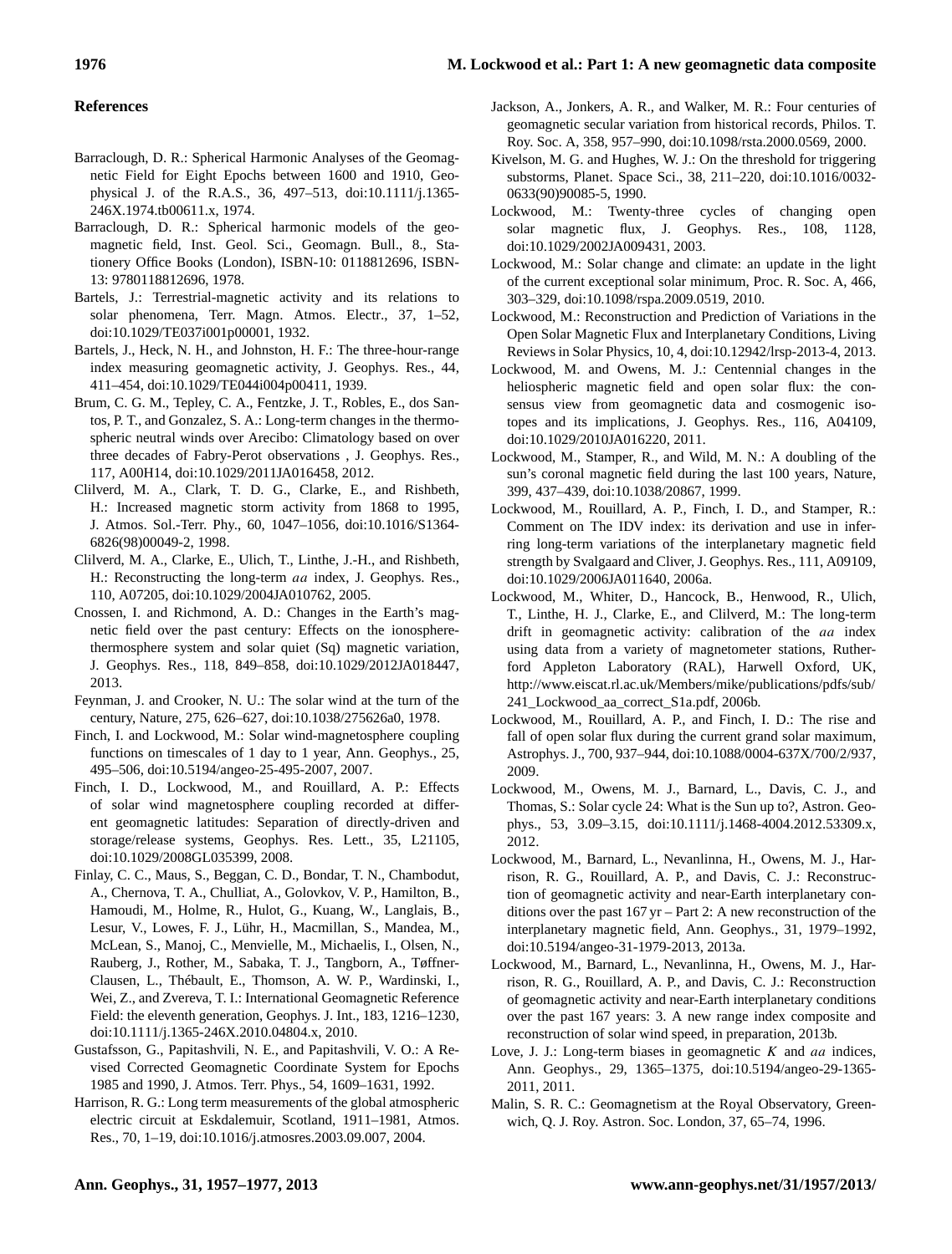## References

Barraclough, D. R.: Spherical Harmonic Analyses of the Geomagnetic Field for Eight Epochs between 1600 and 1910, Geophysical J. of the R.A.S., 36, 497–513, doi:10.1111/j.1365-246X.1974.tb00611.x, 1974.

Barraclough, D. R.: Spherical harmonic models of the geomagnetic field, Inst. Geol. Sci., Geomagn. Bull., 8., Stationery Office Books (London), ISBN-10: 0118812696, ISBN-13: 9780118812696, 1978.

Bartels, J.: Terrestrial-magnetic activity and its relations to solar phenomena, Terr. Magn. Atmos. Electr., 37, 1–52, doi:10.1029/TE037i001p00001, 1932.

Bartels, J., Heck, N. H., and Johnston, H. F.: The three-hour-range index measuring geomagnetic activity, J. Geophys. Res., 44, 411–454, doi:10.1029/TE044i004p00411, 1939.

Brum, C. G. M., Tepley, C. A., Fentzke, J. T., Robles, E., dos Santos, P. T., and Gonzalez, S. A.: Long-term changes in the thermospheric neutral winds over Arecibo: Climatology based on over three decades of Fabry-Perot observations , J. Geophys. Res., 117, A00H14, doi:10.1029/2011JA016458, 2012.

Clilverd, M. A., Clark, T. D. G., Clarke, E., and Rishbeth, H.: Increased magnetic storm activity from 1868 to 1995, J. Atmos. Sol.-Terr. Phy., 60, 1047–1056, doi:10.1016/S1364-6826(98)00049-2, 1998.

Clilverd, M. A., Clarke, E., Ulich, T., Linthe, J.-H., and Rishbeth, H.: Reconstructing the long-term *aa* index, J. Geophys. Res., 110, A07205, doi:10.1029/2004JA010762, 2005.

Cnossen, I. and Richmond, A. D.: Changes in the Earth's magnetic field over the past century: Effects on the ionosphere-thermosphere system and solar quiet (Sq) magnetic variation, J. Geophys. Res., 118, 849–858, doi:10.1029/2012JA018447, 2013.

Feynman, J. and Crooker, N. U.: The solar wind at the turn of the century, Nature, 275, 626–627, doi:10.1038/275626a0, 1978.

Finch, I. and Lockwood, M.: Solar wind-magnetosphere coupling functions on timescales of 1 day to 1 year, Ann. Geophys., 25, 495–506, doi:10.5194/angeo-25-495-2007, 2007.

Finch, I. D., Lockwood, M., and Rouillard, A. P.: Effects of solar wind magnetosphere coupling recorded at different geomagnetic latitudes: Separation of directly-driven and storage/release systems, Geophys. Res. Lett., 35, L21105, doi:10.1029/2008GL035399, 2008.

Finlay, C. C., Maus, S., Beggan, C. D., Bondar, T. N., Chambodut, A., Chernova, T. A., Chulliat, A., Golovkov, V. P., Hamilton, B., Hamoudi, M., Holme, R., Hulot, G., Kuang, W., Langlais, B., Lesur, V., Lowes, F. J., Lühr, H., Macmillan, S., Mandea, M., McLean, S., Manoj, C., Menvielle, M., Michaelis, I., Olsen, N., Rauberg, J., Rother, M., Sabaka, T. J., Tangborn, A., Tøffner-Clausen, L., Thébault, E., Thomson, A. W. P., Wardinski, I., Wei, Z., and Zvereva, T. I.: International Geomagnetic Reference Field: the eleventh generation, Geophys. J. Int., 183, 1216–1230, doi:10.1111/j.1365-246X.2010.04804.x, 2010.

Gustafsson, G., Papitashvili, N. E., and Papitashvili, V. O.: A Revised Corrected Geomagnetic Coordinate System for Epochs 1985 and 1990, J. Atmos. Terr. Phys., 54, 1609–1631, 1992.

Harrison, R. G.: Long term measurements of the global atmospheric electric circuit at Eskdalemuir, Scotland, 1911–1981, Atmos. Res., 70, 1–19, doi:10.1016/j.atmosres.2003.09.007, 2004.

Jackson, A., Jonkers, A. R., and Walker, M. R.: Four centuries of geomagnetic secular variation from historical records, Philos. T. Roy. Soc. A, 358, 957–990, doi:10.1098/rsta.2000.0569, 2000.

Kivelson, M. G. and Hughes, W. J.: On the threshold for triggering substorms, Planet. Space Sci., 38, 211–220, doi:10.1016/0032-0633(90)90085-5, 1990.

Lockwood, M.: Twenty-three cycles of changing open solar magnetic flux, J. Geophys. Res., 108, 1128, doi:10.1029/2002JA009431, 2003.

Lockwood, M.: Solar change and climate: an update in the light of the current exceptional solar minimum, Proc. R. Soc. A, 466, 303–329, doi:10.1098/rspa.2009.0519, 2010.

Lockwood, M.: Reconstruction and Prediction of Variations in the Open Solar Magnetic Flux and Interplanetary Conditions, Living Reviews in Solar Physics, 10, 4, doi:10.12942/lrsp-2013-4, 2013.

Lockwood, M. and Owens, M. J.: Centennial changes in the heliospheric magnetic field and open solar flux: the consensus view from geomagnetic data and cosmogenic isotopes and its implications, J. Geophys. Res., 116, A04109, doi:10.1029/2010JA016220, 2011.

Lockwood, M., Stamper, R., and Wild, M. N.: A doubling of the sun's coronal magnetic field during the last 100 years, Nature, 399, 437–439, doi:10.1038/20867, 1999.

Lockwood, M., Rouillard, A. P., Finch, I. D., and Stamper, R.: Comment on The IDV index: its derivation and use in inferring long-term variations of the interplanetary magnetic field strength by Svalgaard and Cliver, J. Geophys. Res., 111, A09109, doi:10.1029/2006JA011640, 2006a.

Lockwood, M., Whiter, D., Hancock, B., Henwood, R., Ulich, T., Linthe, H. J., Clarke, E., and Clilverd, M.: The long-term drift in geomagnetic activity: calibration of the *aa* index using data from a variety of magnetometer stations, Rutherford Appleton Laboratory (RAL), Harwell Oxford, UK, http://www.eiscat.rl.ac.uk/Members/mike/publications/pdfs/sub/241_Lockwood_aa_correct_S1a.pdf, 2006b.

Lockwood, M., Rouillard, A. P., and Finch, I. D.: The rise and fall of open solar flux during the current grand solar maximum, Astrophys. J., 700, 937–944, doi:10.1088/0004-637X/700/2/937, 2009.

Lockwood, M., Owens, M. J., Barnard, L., Davis, C. J., and Thomas, S.: Solar cycle 24: What is the Sun up to?, Astron. Geophys., 53, 3.09–3.15, doi:10.1111/j.1468-4004.2012.53309.x, 2012.

Lockwood, M., Barnard, L., Nevanlinna, H., Owens, M. J., Harrison, R. G., Rouillard, A. P., and Davis, C. J.: Reconstruction of geomagnetic activity and near-Earth interplanetary conditions over the past 167 yr – Part 2: A new reconstruction of the interplanetary magnetic field, Ann. Geophys., 31, 1979–1992, doi:10.5194/angeo-31-1979-2013, 2013a.

Lockwood, M., Barnard, L., Nevanlinna, H., Owens, M. J., Harrison, R. G., Rouillard, A. P., and Davis, C. J.: Reconstruction of geomagnetic activity and near-Earth interplanetary conditions over the past 167 years: 3. A new range index composite and reconstruction of solar wind speed, in preparation, 2013b.

Love, J. J.: Long-term biases in geomagnetic *K* and *aa* indices, Ann. Geophys., 29, 1365–1375, doi:10.5194/angeo-29-1365-2011, 2011.

Malin, S. R. C.: Geomagnetism at the Royal Observatory, Greenwich, Q. J. Roy. Astron. Soc. London, 37, 65–74, 1996.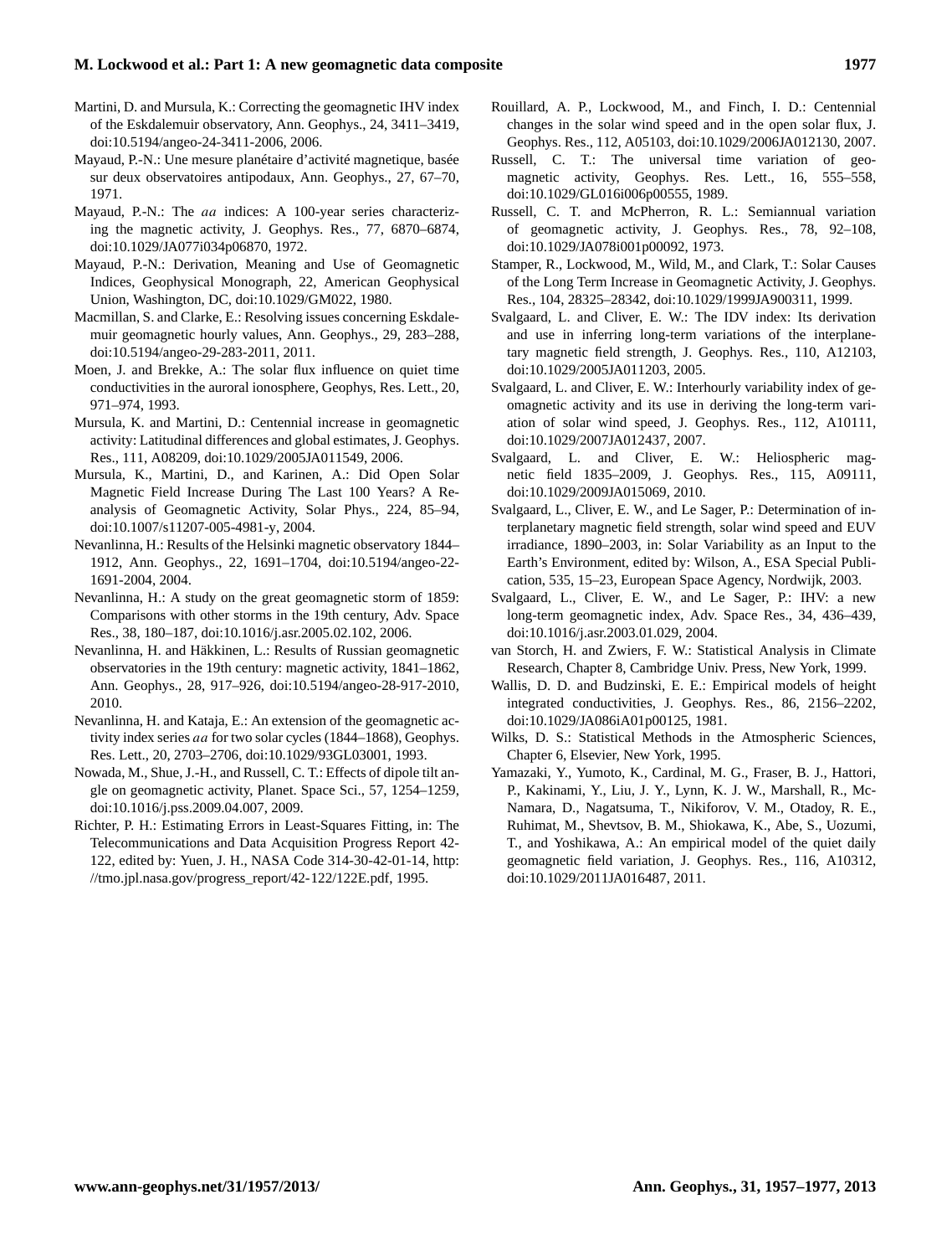Martini, D. and Mursula, K.: Correcting the geomagnetic IHV index of the Eskdalemuir observatory, Ann. Geophys., 24, 3411–3419, doi:10.5194/angeo-24-3411-2006, 2006.

Mayaud, P.-N.: Une mesure planétaire d'activité magnetique, basée sur deux observatoires antipodaux, Ann. Geophys., 27, 67–70, 1971.

Mayaud, P.-N.: The *aa* indices: A 100-year series characterizing the magnetic activity, J. Geophys. Res., 77, 6870–6874, doi:10.1029/JA077i034p06870, 1972.

Mayaud, P.-N.: Derivation, Meaning and Use of Geomagnetic Indices, Geophysical Monograph, 22, American Geophysical Union, Washington, DC, doi:10.1029/GM022, 1980.

Macmillan, S. and Clarke, E.: Resolving issues concerning Eskdalemuir geomagnetic hourly values, Ann. Geophys., 29, 283–288, doi:10.5194/angeo-29-283-2011, 2011.

Moen, J. and Brekke, A.: The solar flux influence on quiet time conductivities in the auroral ionosphere, Geophys, Res. Lett., 20, 971–974, 1993.

Mursula, K. and Martini, D.: Centennial increase in geomagnetic activity: Latitudinal differences and global estimates, J. Geophys. Res., 111, A08209, doi:10.1029/2005JA011549, 2006.

Mursula, K., Martini, D., and Karinen, A.: Did Open Solar Magnetic Field Increase During The Last 100 Years? A Reanalysis of Geomagnetic Activity, Solar Phys., 224, 85–94, doi:10.1007/s11207-005-4981-y, 2004.

Nevanlinna, H.: Results of the Helsinki magnetic observatory 1844–1912, Ann. Geophys., 22, 1691–1704, doi:10.5194/angeo-22-1691-2004, 2004.

Nevanlinna, H.: A study on the great geomagnetic storm of 1859: Comparisons with other storms in the 19th century, Adv. Space Res., 38, 180–187, doi:10.1016/j.asr.2005.02.102, 2006.

Nevanlinna, H. and Häkkinen, L.: Results of Russian geomagnetic observatories in the 19th century: magnetic activity, 1841–1862, Ann. Geophys., 28, 917–926, doi:10.5194/angeo-28-917-2010, 2010.

Nevanlinna, H. and Kataja, E.: An extension of the geomagnetic activity index series *aa* for two solar cycles (1844–1868), Geophys. Res. Lett., 20, 2703–2706, doi:10.1029/93GL03001, 1993.

Nowada, M., Shue, J.-H., and Russell, C. T.: Effects of dipole tilt angle on geomagnetic activity, Planet. Space Sci., 57, 1254–1259, doi:10.1016/j.pss.2009.04.007, 2009.

Richter, P. H.: Estimating Errors in Least-Squares Fitting, in: The Telecommunications and Data Acquisition Progress Report 42-122, edited by: Yuen, J. H., NASA Code 314-30-42-01-14, http://tmo.jpl.nasa.gov/progress_report/42-122/122E.pdf, 1995.

Rouillard, A. P., Lockwood, M., and Finch, I. D.: Centennial changes in the solar wind speed and in the open solar flux, J. Geophys. Res., 112, A05103, doi:10.1029/2006JA012130, 2007.

Russell, C. T.: The universal time variation of geomagnetic activity, Geophys. Res. Lett., 16, 555–558, doi:10.1029/GL016i006p00555, 1989.

Russell, C. T. and McPherron, R. L.: Semiannual variation of geomagnetic activity, J. Geophys. Res., 78, 92–108, doi:10.1029/JA078i001p00092, 1973.

Stamper, R., Lockwood, M., Wild, M., and Clark, T.: Solar Causes of the Long Term Increase in Geomagnetic Activity, J. Geophys. Res., 104, 28325–28342, doi:10.1029/1999JA900311, 1999.

Svalgaard, L. and Cliver, E. W.: The IDV index: Its derivation and use in inferring long-term variations of the interplanetary magnetic field strength, J. Geophys. Res., 110, A12103, doi:10.1029/2005JA011203, 2005.

Svalgaard, L. and Cliver, E. W.: Interhourly variability index of geomagnetic activity and its use in deriving the long-term variation of solar wind speed, J. Geophys. Res., 112, A10111, doi:10.1029/2007JA012437, 2007.

Svalgaard, L. and Cliver, E. W.: Heliospheric magnetic field 1835–2009, J. Geophys. Res., 115, A09111, doi:10.1029/2009JA015069, 2010.

Svalgaard, L., Cliver, E. W., and Le Sager, P.: Determination of interplanetary magnetic field strength, solar wind speed and EUV irradiance, 1890–2003, in: Solar Variability as an Input to the Earth's Environment, edited by: Wilson, A., ESA Special Publication, 535, 15–23, European Space Agency, Nordwijk, 2003.

Svalgaard, L., Cliver, E. W., and Le Sager, P.: IHV: a new long-term geomagnetic index, Adv. Space Res., 34, 436–439, doi:10.1016/j.asr.2003.01.029, 2004.

van Storch, H. and Zwiers, F. W.: Statistical Analysis in Climate Research, Chapter 8, Cambridge Univ. Press, New York, 1999.

Wallis, D. D. and Budzinski, E. E.: Empirical models of height integrated conductivities, J. Geophys. Res., 86, 2156–2202, doi:10.1029/JA086iA01p00125, 1981.

Wilks, D. S.: Statistical Methods in the Atmospheric Sciences, Chapter 6, Elsevier, New York, 1995.

Yamazaki, Y., Yumoto, K., Cardinal, M. G., Fraser, B. J., Hattori, P., Kakinami, Y., Liu, J. Y., Lynn, K. J. W., Marshall, R., McNamara, D., Nagatsuma, T., Nikiforov, V. M., Otadoy, R. E., Ruhimat, M., Shevtsov, B. M., Shiokawa, K., Abe, S., Uozumi, T., and Yoshikawa, A.: An empirical model of the quiet daily geomagnetic field variation, J. Geophys. Res., 116, A10312, doi:10.1029/2011JA016487, 2011.